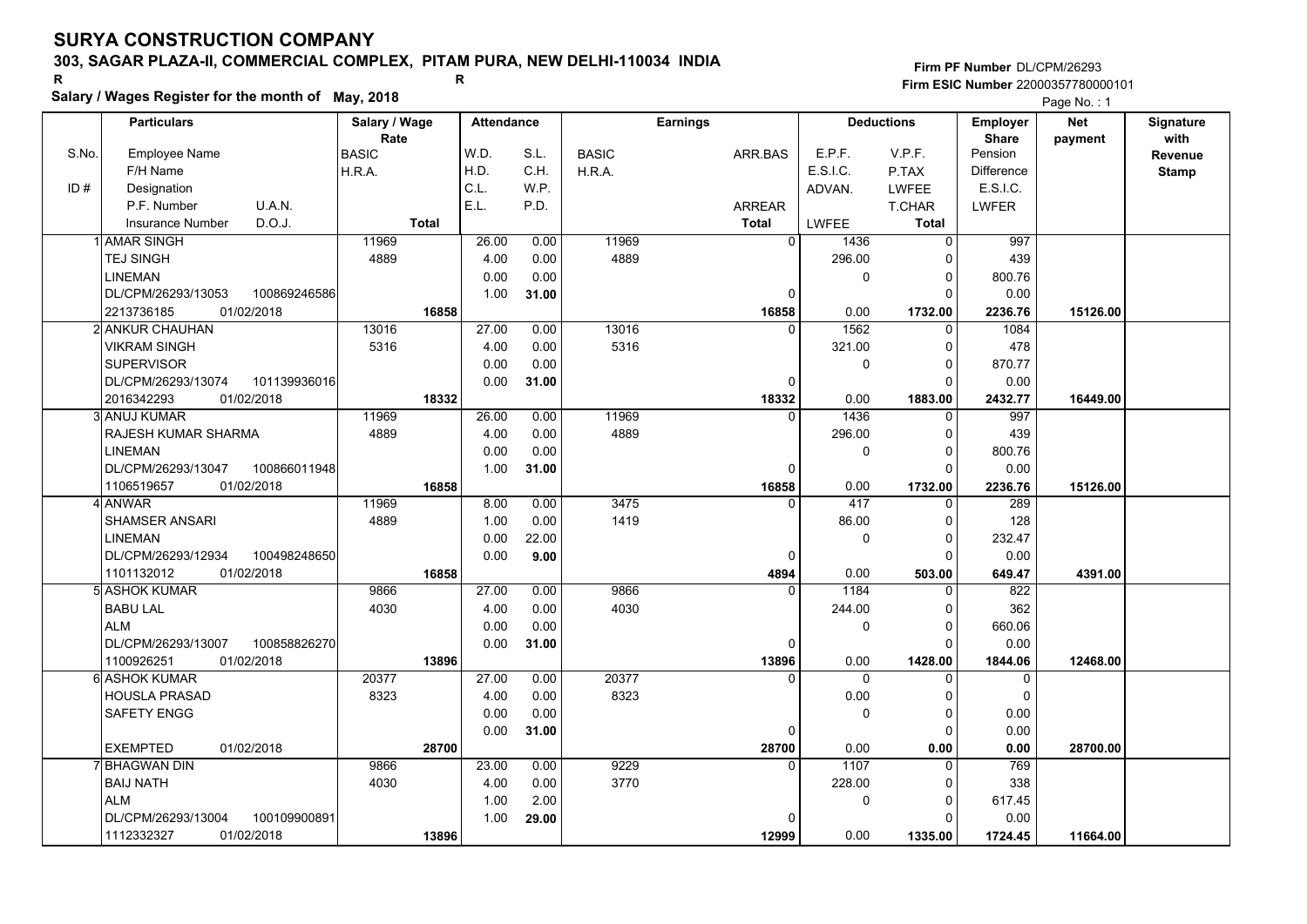# SURYA CONSTRUCTION COMPANY

**303, SAGAR PLAZA-II, COMMERCIAL COMPLEX, PITAM PURA, NEW DELHI-110034 INDIA**

R R

**Salary / Wages Register for the month of May, 2018**

**Firm PF Number** DL/CPM/26293
**Firm ESIC Number** 22000357780000101

Page No. : 1

| S.No. / ID # | Particulars: Employee Name / F/H Name / Designation / P.F. Number U.A.N. / Insurance Number D.O.J. | Salary / Wage Rate: BASIC / H.R.A. / Total | Attendance: W.D. / H.D. / C.L. / E.L. | Attendance: S.L. / C.H. / W.P. / P.D. | Earnings: BASIC / H.R.A. | Earnings: ARR.BAS / ARREAR / Total | Deductions: E.P.F. / E.S.I.C. / ADVAN. / LWFEE | Deductions: V.P.F. / P.TAX / LWFEE / T.CHAR / Total | Employer Share: Pension / Difference / E.S.I.C. / LWFER | Net payment | Signature with Revenue Stamp |
|---|---|---|---|---|---|---|---|---|---|---|---|
| 1 | AMAR SINGH / TEJ SINGH / LINEMAN / DL/CPM/26293/13053 100869246586 / 2213736185 01/02/2018 | 11969 / 4889 / 16858 | 26.00 / 4.00 / 0.00 / 1.00 | 0.00 / 0.00 / 0.00 / 31.00 | 11969 / 4889 | 0 / 0 / 16858 | 1436 / 296.00 / 0 / 0.00 | 0 / 0 / 0 / 0 / 1732.00 | 997 / 439 / 800.76 / 0.00 / 2236.76 | 15126.00 | |
| 2 | ANKUR CHAUHAN / VIKRAM SINGH / SUPERVISOR / DL/CPM/26293/13074 101139936016 / 2016342293 01/02/2018 | 13016 / 5316 / 18332 | 27.00 / 4.00 / 0.00 / 0.00 | 0.00 / 0.00 / 0.00 / 31.00 | 13016 / 5316 | 0 / 0 / 18332 | 1562 / 321.00 / 0 / 0.00 | 0 / 0 / 0 / 0 / 1883.00 | 1084 / 478 / 870.77 / 0.00 / 2432.77 | 16449.00 | |
| 3 | ANUJ KUMAR / RAJESH KUMAR SHARMA / LINEMAN / DL/CPM/26293/13047 100866011948 / 1106519657 01/02/2018 | 11969 / 4889 / 16858 | 26.00 / 4.00 / 0.00 / 1.00 | 0.00 / 0.00 / 0.00 / 31.00 | 11969 / 4889 | 0 / 0 / 16858 | 1436 / 296.00 / 0 / 0.00 | 0 / 0 / 0 / 0 / 1732.00 | 997 / 439 / 800.76 / 0.00 / 2236.76 | 15126.00 | |
| 4 | ANWAR / SHAMSER ANSARI / LINEMAN / DL/CPM/26293/12934 100498248650 / 1101132012 01/02/2018 | 11969 / 4889 / 16858 | 8.00 / 1.00 / 0.00 / 0.00 | 0.00 / 0.00 / 22.00 / 9.00 | 3475 / 1419 | 0 / 0 / 4894 | 417 / 86.00 / 0 / 0.00 | 0 / 0 / 0 / 0 / 503.00 | 289 / 128 / 232.47 / 0.00 / 649.47 | 4391.00 | |
| 5 | ASHOK KUMAR / BABU LAL / ALM / DL/CPM/26293/13007 100858826270 / 1100926251 01/02/2018 | 9866 / 4030 / 13896 | 27.00 / 4.00 / 0.00 / 0.00 | 0.00 / 0.00 / 0.00 / 31.00 | 9866 / 4030 | 0 / 0 / 13896 | 1184 / 244.00 / 0 / 0.00 | 0 / 0 / 0 / 0 / 1428.00 | 822 / 362 / 660.06 / 0.00 / 1844.06 | 12468.00 | |
| 6 | ASHOK KUMAR / HOUSLA PRASAD / SAFETY ENGG / / EXEMPTED 01/02/2018 | 20377 / 8323 / 28700 | 27.00 / 4.00 / 0.00 / 0.00 | 0.00 / 0.00 / 0.00 / 31.00 | 20377 / 8323 | 0 / 0 / 28700 | 0 / 0.00 / 0 / 0.00 | 0 / 0 / 0 / 0 / 0.00 | 0 / 0 / 0.00 / 0.00 / 0.00 | 28700.00 | |
| 7 | BHAGWAN DIN / BAIJ NATH / ALM / DL/CPM/26293/13004 100109900891 / 1112332327 01/02/2018 | 9866 / 4030 / 13896 | 23.00 / 4.00 / 1.00 / 1.00 | 0.00 / 0.00 / 2.00 / 29.00 | 9229 / 3770 | 0 / 0 / 12999 | 1107 / 228.00 / 0 / 0.00 | 0 / 0 / 0 / 0 / 1335.00 | 769 / 338 / 617.45 / 0.00 / 1724.45 | 11664.00 | |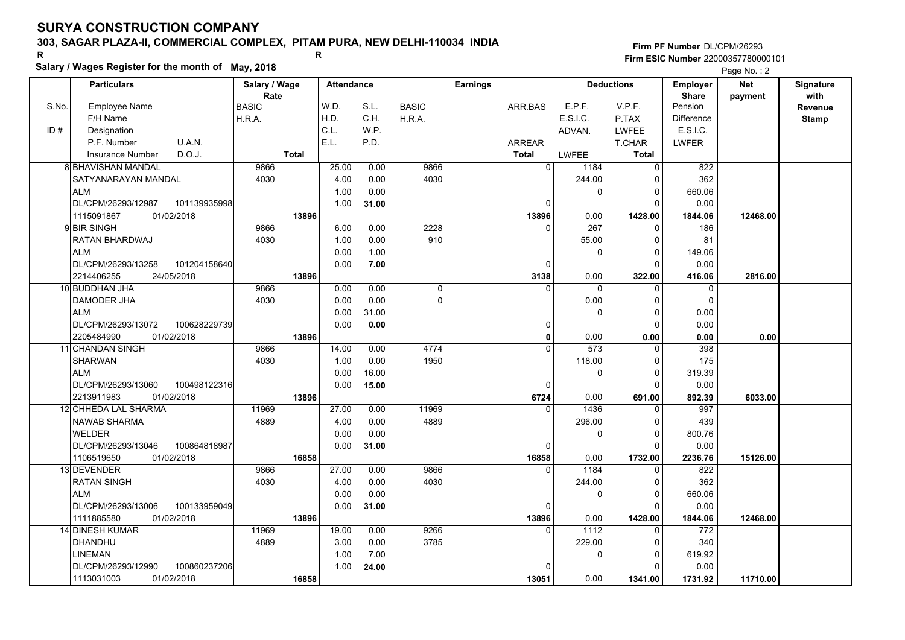# SURYA CONSTRUCTION COMPANY

## 303, SAGAR PLAZA-II, COMMERCIAL COMPLEX, PITAM PURA, NEW DELHI-110034 INDIA

R R

**Salary / Wages Register for the month of May, 2018**

Firm PF Number DL/CPM/26293
Firm ESIC Number 22000357780000101

| S.No. / ID # | Employee Name / F/H Name / Designation / P.F. Number / U.A.N. / Insurance Number / D.O.J. | Salary / Wage Rate: BASIC / H.R.A. / Total | W.D. / H.D. / C.L. / E.L. | S.L. / C.H. / W.P. / P.D. | BASIC / H.R.A. | ARR.BAS / ARREAR / Total | E.P.F. / E.S.I.C. / ADVAN. / LWFEE | V.P.F. / P.TAX / LWFEE / T.CHAR / Total | Employer Share: Pension / Difference / E.S.I.C. / LWFER | Net payment | Signature with Revenue Stamp |
|---|---|---|---|---|---|---|---|---|---|---|---|
| 8 | BHAVISHAN MANDAL<br>SATYANARAYAN MANDAL<br>ALM<br>DL/CPM/26293/12987 101139935998<br>1115091867 01/02/2018 | 9866<br>4030<br>13896 | 25.00<br>4.00<br>1.00<br>1.00 | 0.00<br>0.00<br>0.00<br>31.00 | 9866<br>4030 | 0<br>0<br>13896 | 1184<br>244.00<br>0<br>0.00 | 0<br>0<br>0<br>0<br>1428.00 | 822<br>362<br>660.06<br>0.00<br>1844.06 | 12468.00 | |
| 9 | BIR SINGH<br>RATAN BHARDWAJ<br>ALM<br>DL/CPM/26293/13258 101204158640<br>2214406255 24/05/2018 | 9866<br>4030<br>13896 | 6.00<br>1.00<br>0.00<br>0.00 | 0.00<br>0.00<br>1.00<br>7.00 | 2228<br>910 | 0<br>0<br>3138 | 267<br>55.00<br>0<br>0.00 | 0<br>0<br>0<br>0<br>322.00 | 186<br>81<br>149.06<br>0.00<br>416.06 | 2816.00 | |
| 10 | BUDDHAN JHA<br>DAMODER JHA<br>ALM<br>DL/CPM/26293/13072 100628229739<br>2205484990 01/02/2018 | 9866<br>4030<br>13896 | 0.00<br>0.00<br>0.00<br>0.00 | 0.00<br>0.00<br>31.00<br>0.00 | 0<br>0 | 0<br>0<br>0 | 0<br>0.00<br>0<br>0.00 | 0<br>0<br>0<br>0<br>0.00 | 0<br>0<br>0.00<br>0.00<br>0.00 | 0.00 | |
| 11 | CHANDAN SINGH<br>SHARWAN<br>ALM<br>DL/CPM/26293/13060 100498122316<br>2213911983 01/02/2018 | 9866<br>4030<br>13896 | 14.00<br>1.00<br>0.00<br>0.00 | 0.00<br>0.00<br>16.00<br>15.00 | 4774<br>1950 | 0<br>0<br>6724 | 573<br>118.00<br>0<br>0.00 | 0<br>0<br>0<br>0<br>691.00 | 398<br>175<br>319.39<br>0.00<br>892.39 | 6033.00 | |
| 12 | CHHEDA LAL SHARMA<br>NAWAB SHARMA<br>WELDER<br>DL/CPM/26293/13046 100864818987<br>1106519650 01/02/2018 | 11969<br>4889<br>16858 | 27.00<br>4.00<br>0.00<br>0.00 | 0.00<br>0.00<br>0.00<br>31.00 | 11969<br>4889 | 0<br>0<br>16858 | 1436<br>296.00<br>0<br>0.00 | 0<br>0<br>0<br>0<br>1732.00 | 997<br>439<br>800.76<br>0.00<br>2236.76 | 15126.00 | |
| 13 | DEVENDER<br>RATAN SINGH<br>ALM<br>DL/CPM/26293/13006 100133959049<br>1111885580 01/02/2018 | 9866<br>4030<br>13896 | 27.00<br>4.00<br>0.00<br>0.00 | 0.00<br>0.00<br>0.00<br>31.00 | 9866<br>4030 | 0<br>0<br>13896 | 1184<br>244.00<br>0<br>0.00 | 0<br>0<br>0<br>0<br>1428.00 | 822<br>362<br>660.06<br>0.00<br>1844.06 | 12468.00 | |
| 14 | DINESH KUMAR<br>DHANDHU<br>LINEMAN<br>DL/CPM/26293/12990 100860237206<br>1113031003 01/02/2018 | 11969<br>4889<br>16858 | 19.00<br>3.00<br>1.00<br>1.00 | 0.00<br>0.00<br>7.00<br>24.00 | 9266<br>3785 | 0<br>0<br>13051 | 1112<br>229.00<br>0<br>0.00 | 0<br>0<br>0<br>0<br>1341.00 | 772<br>340<br>619.92<br>0.00<br>1731.92 | 11710.00 | |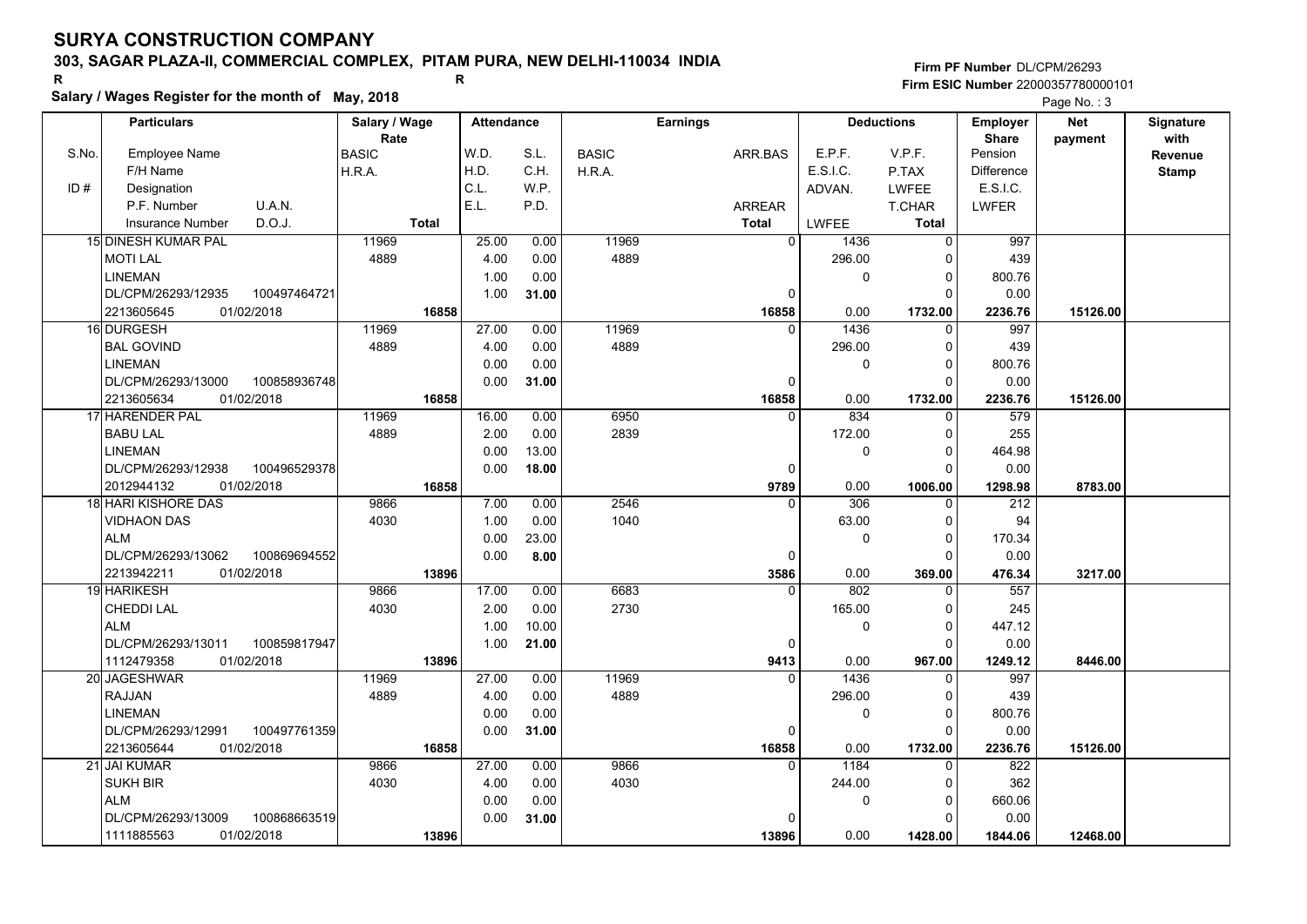# SURYA CONSTRUCTION COMPANY

**303, SAGAR PLAZA-II, COMMERCIAL COMPLEX, PITAM PURA, NEW DELHI-110034 INDIA**

R R

**Salary / Wages Register for the month of May, 2018**

**Firm PF Number** DL/CPM/26293
**Firm ESIC Number** 22000357780000101

Page No. : 3

| S.No. / ID # | Particulars (Employee Name / F/H Name / Designation / P.F. Number, U.A.N. / Insurance Number, D.O.J.) | Salary / Wage Rate (BASIC / H.R.A. / Total) | Attendance (W.D. / H.D. / C.L. / E.L.) | Attendance (S.L. / C.H. / W.P. / P.D.) | Earnings (BASIC / H.R.A.) | Earnings (ARR.BAS / ARREAR / Total) | Deductions (E.P.F. / E.S.I.C. / ADVAN. / LWFEE) | Deductions (V.P.F. / P.TAX / LWFEE / T.CHAR / Total) | Employer Share (Pension / Difference / E.S.I.C. / LWFER) | Net payment | Signature with Revenue Stamp |
|---|---|---|---|---|---|---|---|---|---|---|---|
| 15 | DINESH KUMAR PAL<br>MOTI LAL<br>LINEMAN<br>DL/CPM/26293/12935 100497464721<br>2213605645 01/02/2018 | 11969<br>4889<br>16858 | 25.00<br>4.00<br>1.00<br>1.00 | 0.00<br>0.00<br>0.00<br>31.00 | 11969<br>4889 | 0<br>0<br>16858 | 1436<br>296.00<br>0<br>0.00 | 0<br>0<br>0<br>0<br>1732.00 | 997<br>439<br>800.76<br>0.00<br>2236.76 | 15126.00 | |
| 16 | DURGESH<br>BAL GOVIND<br>LINEMAN<br>DL/CPM/26293/13000 100858936748<br>2213605634 01/02/2018 | 11969<br>4889<br>16858 | 27.00<br>4.00<br>0.00<br>0.00 | 0.00<br>0.00<br>0.00<br>31.00 | 11969<br>4889 | 0<br>0<br>16858 | 1436<br>296.00<br>0<br>0.00 | 0<br>0<br>0<br>0<br>1732.00 | 997<br>439<br>800.76<br>0.00<br>2236.76 | 15126.00 | |
| 17 | HARENDER PAL<br>BABU LAL<br>LINEMAN<br>DL/CPM/26293/12938 100496529378<br>2012944132 01/02/2018 | 11969<br>4889<br>16858 | 16.00<br>2.00<br>0.00<br>0.00 | 0.00<br>0.00<br>13.00<br>18.00 | 6950<br>2839 | 0<br>0<br>9789 | 834<br>172.00<br>0<br>0.00 | 0<br>0<br>0<br>0<br>1006.00 | 579<br>255<br>464.98<br>0.00<br>1298.98 | 8783.00 | |
| 18 | HARI KISHORE DAS<br>VIDHAON DAS<br>ALM<br>DL/CPM/26293/13062 100869694552<br>2213942211 01/02/2018 | 9866<br>4030<br>13896 | 7.00<br>1.00<br>0.00<br>0.00 | 0.00<br>0.00<br>23.00<br>8.00 | 2546<br>1040 | 0<br>0<br>3586 | 306<br>63.00<br>0<br>0.00 | 0<br>0<br>0<br>0<br>369.00 | 212<br>94<br>170.34<br>0.00<br>476.34 | 3217.00 | |
| 19 | HARIKESH<br>CHEDDI LAL<br>ALM<br>DL/CPM/26293/13011 100859817947<br>1112479358 01/02/2018 | 9866<br>4030<br>13896 | 17.00<br>2.00<br>1.00<br>1.00 | 0.00<br>0.00<br>10.00<br>21.00 | 6683<br>2730 | 0<br>0<br>9413 | 802<br>165.00<br>0<br>0.00 | 0<br>0<br>0<br>0<br>967.00 | 557<br>245<br>447.12<br>0.00<br>1249.12 | 8446.00 | |
| 20 | JAGESHWAR<br>RAJJAN<br>LINEMAN<br>DL/CPM/26293/12991 100497761359<br>2213605644 01/02/2018 | 11969<br>4889<br>16858 | 27.00<br>4.00<br>0.00<br>0.00 | 0.00<br>0.00<br>0.00<br>31.00 | 11969<br>4889 | 0<br>0<br>16858 | 1436<br>296.00<br>0<br>0.00 | 0<br>0<br>0<br>0<br>1732.00 | 997<br>439<br>800.76<br>0.00<br>2236.76 | 15126.00 | |
| 21 | JAI KUMAR<br>SUKH BIR<br>ALM<br>DL/CPM/26293/13009 100868663519<br>1111885563 01/02/2018 | 9866<br>4030<br>13896 | 27.00<br>4.00<br>0.00<br>0.00 | 0.00<br>0.00<br>0.00<br>31.00 | 9866<br>4030 | 0<br>0<br>13896 | 1184<br>244.00<br>0<br>0.00 | 0<br>0<br>0<br>0<br>1428.00 | 822<br>362<br>660.06<br>0.00<br>1844.06 | 12468.00 | |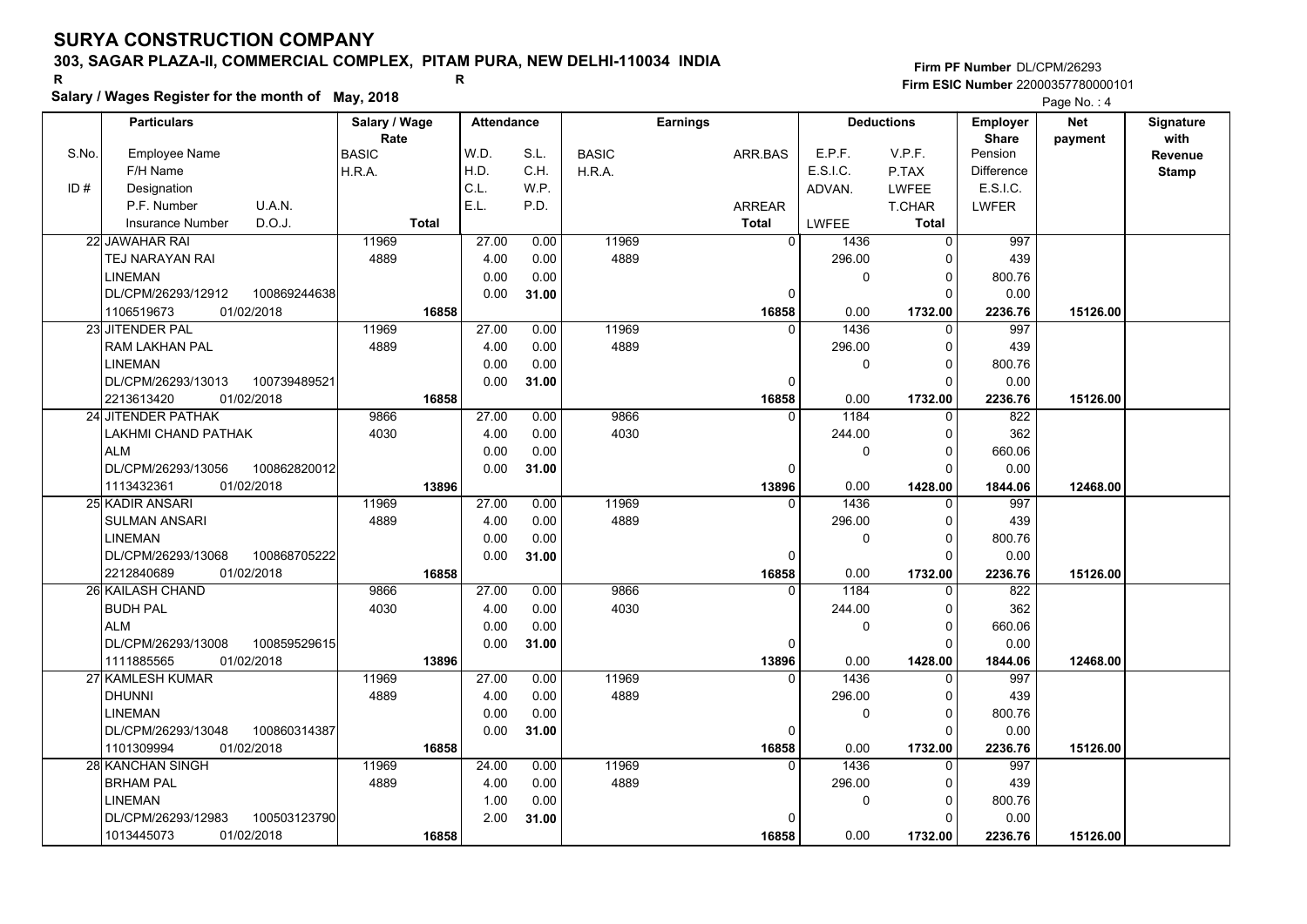# SURYA CONSTRUCTION COMPANY

## 303, SAGAR PLAZA-II, COMMERCIAL COMPLEX, PITAM PURA, NEW DELHI-110034 INDIA

R R

**Firm PF Number** DL/CPM/26293
**Firm ESIC Number** 22000357780000101

**Salary / Wages Register for the month of May, 2018**

| S.No. / ID # | Particulars: Employee Name / F/H Name / Designation / P.F. Number, U.A.N. / Insurance Number, D.O.J. | Salary / Wage Rate: BASIC / H.R.A. / Total | Attendance: W.D. / H.D. / C.L. / E.L. | Attendance: S.L. / C.H. / W.P. / P.D. | Earnings: BASIC / H.R.A. | Earnings: ARR.BAS / ARREAR / Total | Deductions: E.P.F. / E.S.I.C. / ADVAN. / LWFEE | Deductions: V.P.F. / P.TAX / LWFEE / T.CHAR / Total | Employer Share: Pension / Difference / E.S.I.C. / LWFER | Net payment | Signature with Revenue Stamp |
|---|---|---|---|---|---|---|---|---|---|---|---|
| 22 | JAWAHAR RAI<br>TEJ NARAYAN RAI<br>LINEMAN<br>DL/CPM/26293/12912 100869244638<br>1106519673 01/02/2018 | 11969<br>4889<br>**16858** | 27.00<br>4.00<br>0.00<br>0.00 | 0.00<br>0.00<br>0.00<br>**31.00** | 11969<br>4889 | 0<br>0<br>**16858** | 1436<br>296.00<br>0<br>0.00 | 0<br>0<br>0<br>0<br>**1732.00** | 997<br>439<br>800.76<br>0.00<br>**2236.76** | **15126.00** | |
| 23 | JITENDER PAL<br>RAM LAKHAN PAL<br>LINEMAN<br>DL/CPM/26293/13013 100739489521<br>2213613420 01/02/2018 | 11969<br>4889<br>**16858** | 27.00<br>4.00<br>0.00<br>0.00 | 0.00<br>0.00<br>0.00<br>**31.00** | 11969<br>4889 | 0<br>0<br>**16858** | 1436<br>296.00<br>0<br>0.00 | 0<br>0<br>0<br>0<br>**1732.00** | 997<br>439<br>800.76<br>0.00<br>**2236.76** | **15126.00** | |
| 24 | JITENDER PATHAK<br>LAKHMI CHAND PATHAK<br>ALM<br>DL/CPM/26293/13056 100862820012<br>1113432361 01/02/2018 | 9866<br>4030<br>**13896** | 27.00<br>4.00<br>0.00<br>0.00 | 0.00<br>0.00<br>0.00<br>**31.00** | 9866<br>4030 | 0<br>0<br>**13896** | 1184<br>244.00<br>0<br>0.00 | 0<br>0<br>0<br>0<br>**1428.00** | 822<br>362<br>660.06<br>0.00<br>**1844.06** | **12468.00** | |
| 25 | KADIR ANSARI<br>SULMAN ANSARI<br>LINEMAN<br>DL/CPM/26293/13068 100868705222<br>2212840689 01/02/2018 | 11969<br>4889<br>**16858** | 27.00<br>4.00<br>0.00<br>0.00 | 0.00<br>0.00<br>0.00<br>**31.00** | 11969<br>4889 | 0<br>0<br>**16858** | 1436<br>296.00<br>0<br>0.00 | 0<br>0<br>0<br>0<br>**1732.00** | 997<br>439<br>800.76<br>0.00<br>**2236.76** | **15126.00** | |
| 26 | KAILASH CHAND<br>BUDH PAL<br>ALM<br>DL/CPM/26293/13008 100859529615<br>1111885565 01/02/2018 | 9866<br>4030<br>**13896** | 27.00<br>4.00<br>0.00<br>0.00 | 0.00<br>0.00<br>0.00<br>**31.00** | 9866<br>4030 | 0<br>0<br>**13896** | 1184<br>244.00<br>0<br>0.00 | 0<br>0<br>0<br>0<br>**1428.00** | 822<br>362<br>660.06<br>0.00<br>**1844.06** | **12468.00** | |
| 27 | KAMLESH KUMAR<br>DHUNNI<br>LINEMAN<br>DL/CPM/26293/13048 100860314387<br>1101309994 01/02/2018 | 11969<br>4889<br>**16858** | 27.00<br>4.00<br>0.00<br>0.00 | 0.00<br>0.00<br>0.00<br>**31.00** | 11969<br>4889 | 0<br>0<br>**16858** | 1436<br>296.00<br>0<br>0.00 | 0<br>0<br>0<br>0<br>**1732.00** | 997<br>439<br>800.76<br>0.00<br>**2236.76** | **15126.00** | |
| 28 | KANCHAN SINGH<br>BRHAM PAL<br>LINEMAN<br>DL/CPM/26293/12983 100503123790<br>1013445073 01/02/2018 | 11969<br>4889<br>**16858** | 24.00<br>4.00<br>1.00<br>2.00 | 0.00<br>0.00<br>0.00<br>**31.00** | 11969<br>4889 | 0<br>0<br>**16858** | 1436<br>296.00<br>0<br>0.00 | 0<br>0<br>0<br>0<br>**1732.00** | 997<br>439<br>800.76<br>0.00<br>**2236.76** | **15126.00** | |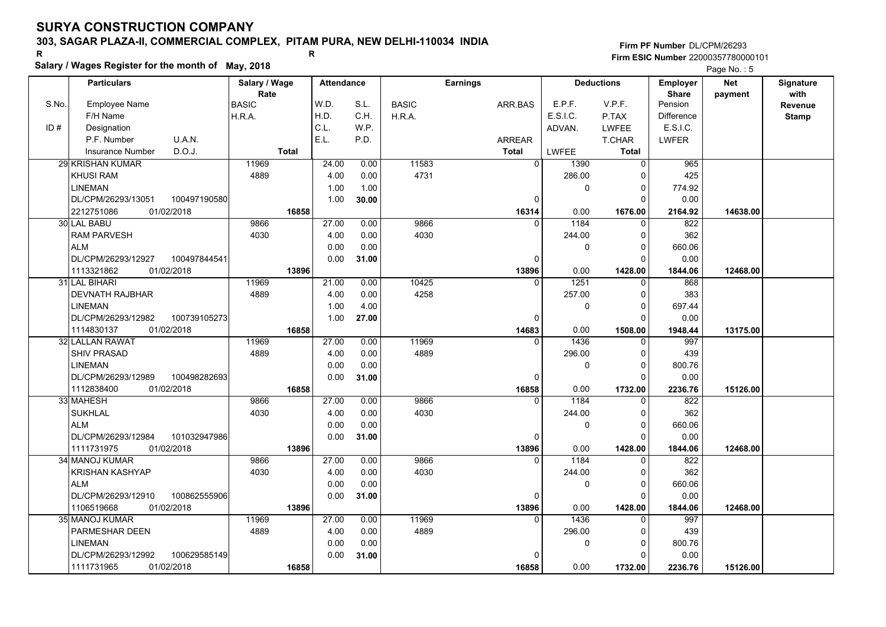# SURYA CONSTRUCTION COMPANY

**303, SAGAR PLAZA-II, COMMERCIAL COMPLEX, PITAM PURA, NEW DELHI-110034 INDIA**

R R

**Salary / Wages Register for the month of May, 2018**

**Firm PF Number** DL/CPM/26293
**Firm ESIC Number** 22000357780000101

| S.No. | Employee Name / F/H Name / ID# Designation / P.F. Number U.A.N. / Insurance Number D.O.J. | Salary / Wage Rate: BASIC / H.R.A. / Total | Attendance: W.D. / H.D. / C.L. / E.L. | S.L. / C.H. / W.P. / P.D. | Earnings: BASIC / H.R.A. | ARR.BAS / ARREAR / Total | Deductions: E.P.F. / E.S.I.C. / ADVAN. / LWFEE | V.P.F. / P.TAX / LWFEE / T.CHAR / Total | Employer Share: Pension / Difference / E.S.I.C. / LWFER | Net payment | Signature with Revenue Stamp |
|---|---|---|---|---|---|---|---|---|---|---|---|
| 29 | KRISHAN KUMAR / KHUSI RAM / LINEMAN / DL/CPM/26293/13051 100497190580 / 2212751086 01/02/2018 | 11969 / 4889 / 16858 | 24.00 / 4.00 / 1.00 / 1.00 | 0.00 / 0.00 / 1.00 / 30.00 | 11583 / 4731 | 0 / 0 / 16314 | 1390 / 286.00 / 0 / 0.00 | 0 / 0 / 0 / 0 / 1676.00 | 965 / 425 / 774.92 / 0.00 / 2164.92 | 14638.00 | |
| 30 | LAL BABU / RAM PARVESH / ALM / DL/CPM/26293/12927 100497844541 / 1113321862 01/02/2018 | 9866 / 4030 / 13896 | 27.00 / 4.00 / 0.00 / 0.00 | 0.00 / 0.00 / 0.00 / 31.00 | 9866 / 4030 | 0 / 0 / 13896 | 1184 / 244.00 / 0 / 0.00 | 0 / 0 / 0 / 0 / 1428.00 | 822 / 362 / 660.06 / 0.00 / 1844.06 | 12468.00 | |
| 31 | LAL BIHARI / DEVNATH RAJBHAR / LINEMAN / DL/CPM/26293/12982 100739105273 / 1114830137 01/02/2018 | 11969 / 4889 / 16858 | 21.00 / 4.00 / 1.00 / 1.00 | 0.00 / 0.00 / 4.00 / 27.00 | 10425 / 4258 | 0 / 0 / 14683 | 1251 / 257.00 / 0 / 0.00 | 0 / 0 / 0 / 0 / 1508.00 | 868 / 383 / 697.44 / 0.00 / 1948.44 | 13175.00 | |
| 32 | LALLAN RAWAT / SHIV PRASAD / LINEMAN / DL/CPM/26293/12989 100498282693 / 1112838400 01/02/2018 | 11969 / 4889 / 16858 | 27.00 / 4.00 / 0.00 / 0.00 | 0.00 / 0.00 / 0.00 / 31.00 | 11969 / 4889 | 0 / 0 / 16858 | 1436 / 296.00 / 0 / 0.00 | 0 / 0 / 0 / 0 / 1732.00 | 997 / 439 / 800.76 / 0.00 / 2236.76 | 15126.00 | |
| 33 | MAHESH / SUKHLAL / ALM / DL/CPM/26293/12984 101032947986 / 1111731975 01/02/2018 | 9866 / 4030 / 13896 | 27.00 / 4.00 / 0.00 / 0.00 | 0.00 / 0.00 / 0.00 / 31.00 | 9866 / 4030 | 0 / 0 / 13896 | 1184 / 244.00 / 0 / 0.00 | 0 / 0 / 0 / 0 / 1428.00 | 822 / 362 / 660.06 / 0.00 / 1844.06 | 12468.00 | |
| 34 | MANOJ KUMAR / KRISHAN KASHYAP / ALM / DL/CPM/26293/12910 100862555906 / 1106519668 01/02/2018 | 9866 / 4030 / 13896 | 27.00 / 4.00 / 0.00 / 0.00 | 0.00 / 0.00 / 0.00 / 31.00 | 9866 / 4030 | 0 / 0 / 13896 | 1184 / 244.00 / 0 / 0.00 | 0 / 0 / 0 / 0 / 1428.00 | 822 / 362 / 660.06 / 0.00 / 1844.06 | 12468.00 | |
| 35 | MANOJ KUMAR / PARMESHAR DEEN / LINEMAN / DL/CPM/26293/12992 100629585149 / 1111731965 01/02/2018 | 11969 / 4889 / 16858 | 27.00 / 4.00 / 0.00 / 0.00 | 0.00 / 0.00 / 0.00 / 31.00 | 11969 / 4889 | 0 / 0 / 16858 | 1436 / 296.00 / 0 / 0.00 | 0 / 0 / 0 / 0 / 1732.00 | 997 / 439 / 800.76 / 0.00 / 2236.76 | 15126.00 | |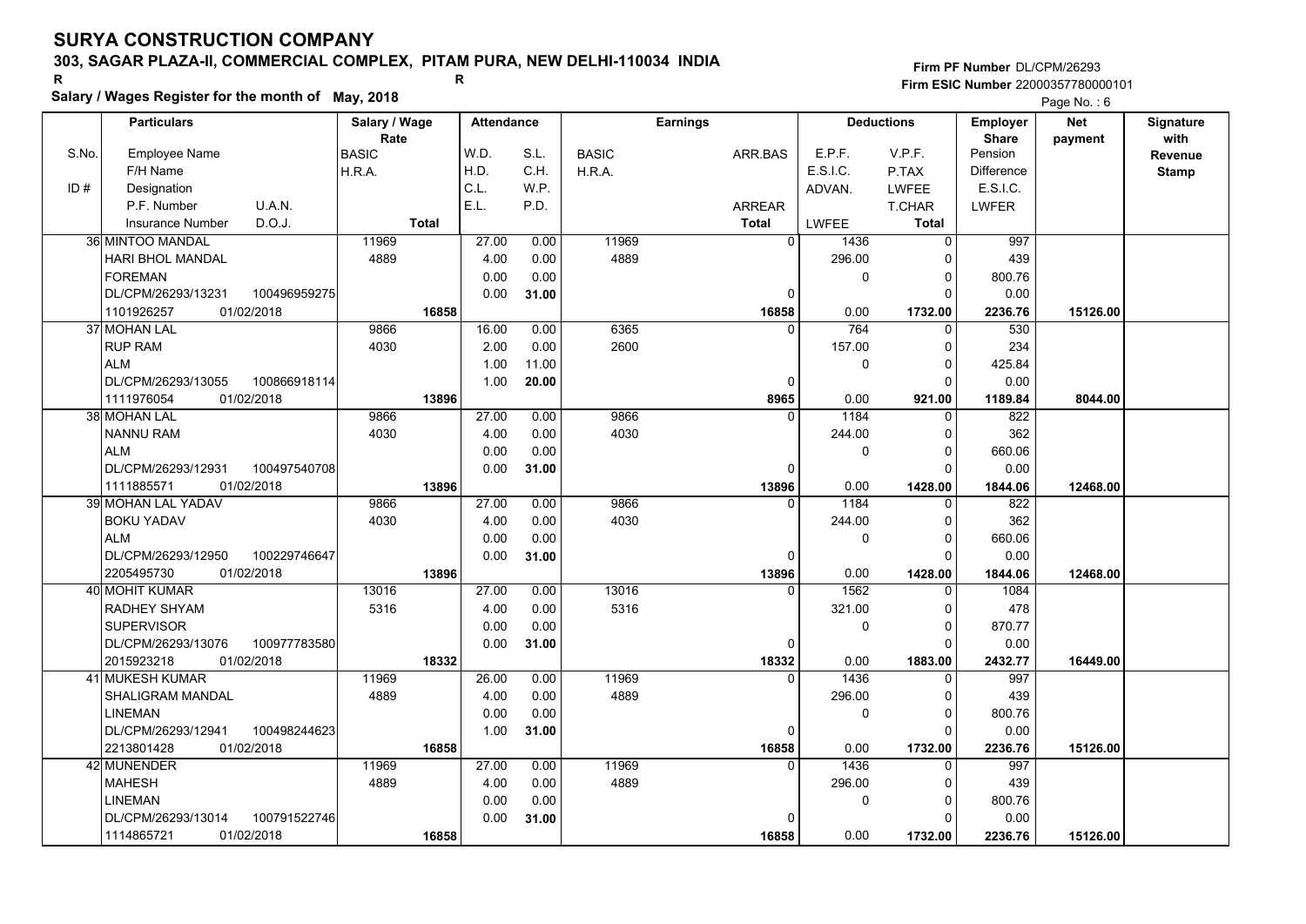# SURYA CONSTRUCTION COMPANY

**303, SAGAR PLAZA-II, COMMERCIAL COMPLEX, PITAM PURA, NEW DELHI-110034 INDIA**

**Salary / Wages Register for the month of May, 2018**

**Firm PF Number** DL/CPM/26293
**Firm ESIC Number** 22000357780000101

| S.No. / ID # | Particulars: Employee Name / F/H Name / Designation / P.F. Number / U.A.N. / Insurance Number / D.O.J. | Salary / Wage Rate: BASIC / H.R.A. / Total | Attendance: W.D. / H.D. / C.L. / E.L. | Attendance: S.L. / C.H. / W.P. / P.D. | Earnings: BASIC / H.R.A. | Earnings: ARR.BAS / ARREAR / Total | Deductions: E.P.F. / E.S.I.C. / ADVAN. / LWFEE | Deductions: V.P.F. / P.TAX / LWFEE / T.CHAR / Total | Employer Share: Pension / Difference / E.S.I.C. / LWFER | Net payment | Signature with Revenue Stamp |
|---|---|---|---|---|---|---|---|---|---|---|---|
| 36 | MINTOO MANDAL / HARI BHOL MANDAL / FOREMAN / DL/CPM/26293/13231 / 100496959275 / 1101926257 / 01/02/2018 | 11969 / 4889 / **16858** | 27.00 / 4.00 / 0.00 / 0.00 | 0.00 / 0.00 / 0.00 / **31.00** | 11969 / 4889 | 0 / 0 / **16858** | 1436 / 296.00 / 0 / 0.00 | 0 / 0 / 0 / 0 / **1732.00** | 997 / 439 / 800.76 / 0.00 / **2236.76** | **15126.00** | |
| 37 | MOHAN LAL / RUP RAM / ALM / DL/CPM/26293/13055 / 100866918114 / 1111976054 / 01/02/2018 | 9866 / 4030 / **13896** | 16.00 / 2.00 / 1.00 / 1.00 | 0.00 / 0.00 / 11.00 / **20.00** | 6365 / 2600 | 0 / 0 / **8965** | 764 / 157.00 / 0 / 0.00 | 0 / 0 / 0 / 0 / **921.00** | 530 / 234 / 425.84 / 0.00 / **1189.84** | **8044.00** | |
| 38 | MOHAN LAL / NANNU RAM / ALM / DL/CPM/26293/12931 / 100497540708 / 1111885571 / 01/02/2018 | 9866 / 4030 / **13896** | 27.00 / 4.00 / 0.00 / 0.00 | 0.00 / 0.00 / 0.00 / **31.00** | 9866 / 4030 | 0 / 0 / **13896** | 1184 / 244.00 / 0 / 0.00 | 0 / 0 / 0 / 0 / **1428.00** | 822 / 362 / 660.06 / 0.00 / **1844.06** | **12468.00** | |
| 39 | MOHAN LAL YADAV / BOKU YADAV / ALM / DL/CPM/26293/12950 / 100229746647 / 2205495730 / 01/02/2018 | 9866 / 4030 / **13896** | 27.00 / 4.00 / 0.00 / 0.00 | 0.00 / 0.00 / 0.00 / **31.00** | 9866 / 4030 | 0 / 0 / **13896** | 1184 / 244.00 / 0 / 0.00 | 0 / 0 / 0 / 0 / **1428.00** | 822 / 362 / 660.06 / 0.00 / **1844.06** | **12468.00** | |
| 40 | MOHIT KUMAR / RADHEY SHYAM / SUPERVISOR / DL/CPM/26293/13076 / 100977783580 / 2015923218 / 01/02/2018 | 13016 / 5316 / **18332** | 27.00 / 4.00 / 0.00 / 0.00 | 0.00 / 0.00 / 0.00 / **31.00** | 13016 / 5316 | 0 / 0 / **18332** | 1562 / 321.00 / 0 / 0.00 | 0 / 0 / 0 / 0 / **1883.00** | 1084 / 478 / 870.77 / 0.00 / **2432.77** | **16449.00** | |
| 41 | MUKESH KUMAR / SHALIGRAM MANDAL / LINEMAN / DL/CPM/26293/12941 / 100498244623 / 2213801428 / 01/02/2018 | 11969 / 4889 / **16858** | 26.00 / 4.00 / 0.00 / 1.00 | 0.00 / 0.00 / 0.00 / **31.00** | 11969 / 4889 | 0 / 0 / **16858** | 1436 / 296.00 / 0 / 0.00 | 0 / 0 / 0 / 0 / **1732.00** | 997 / 439 / 800.76 / 0.00 / **2236.76** | **15126.00** | |
| 42 | MUNENDER / MAHESH / LINEMAN / DL/CPM/26293/13014 / 100791522746 / 1114865721 / 01/02/2018 | 11969 / 4889 / **16858** | 27.00 / 4.00 / 0.00 / 0.00 | 0.00 / 0.00 / 0.00 / **31.00** | 11969 / 4889 | 0 / 0 / **16858** | 1436 / 296.00 / 0 / 0.00 | 0 / 0 / 0 / 0 / **1732.00** | 997 / 439 / 800.76 / 0.00 / **2236.76** | **15126.00** | |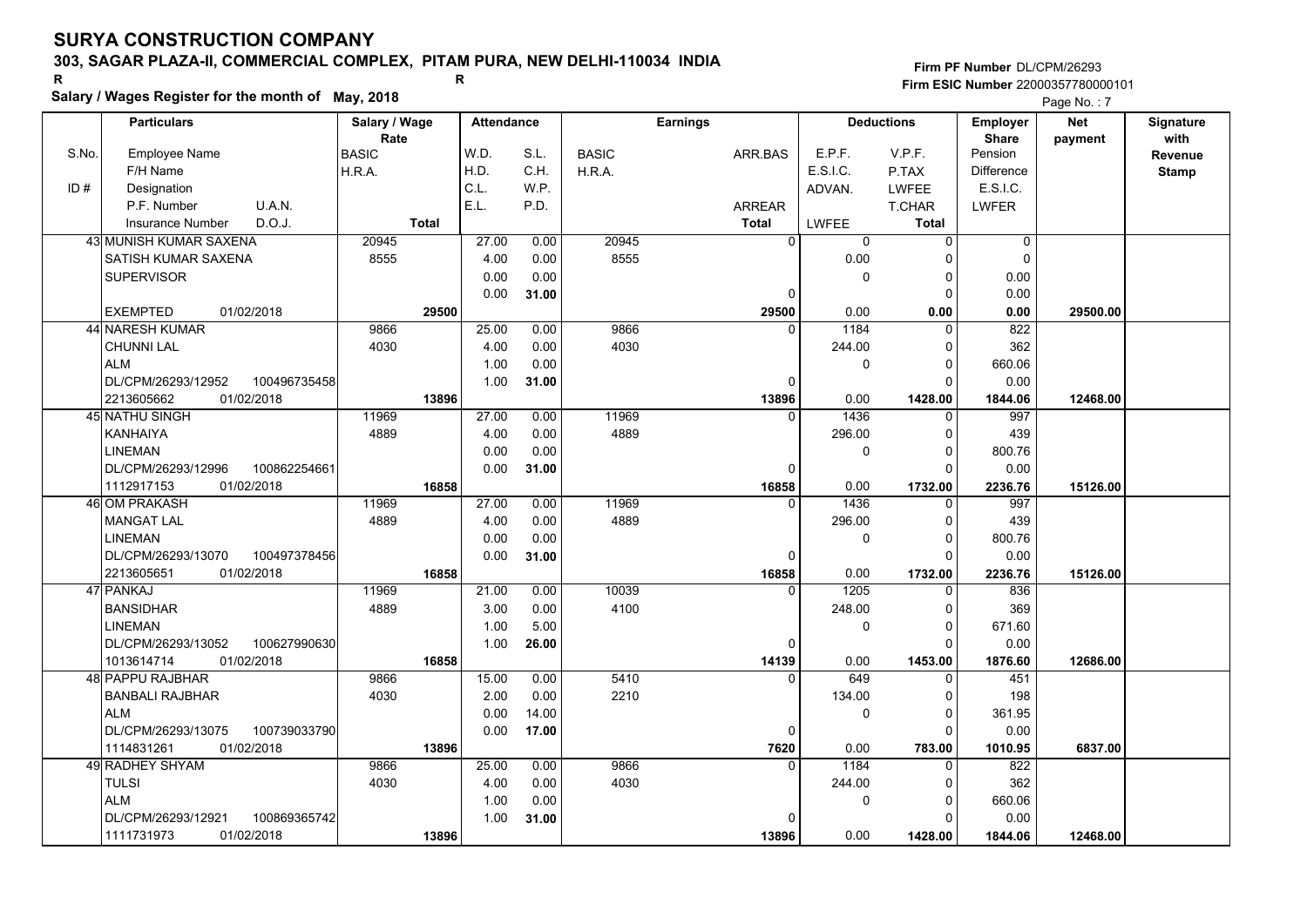# SURYA CONSTRUCTION COMPANY

## 303, SAGAR PLAZA-II, COMMERCIAL COMPLEX, PITAM PURA, NEW DELHI-110034 INDIA

R R

**Salary / Wages Register for the month of May, 2018**

Firm PF Number DL/CPM/26293
Firm ESIC Number 22000357780000101

| S.No. / ID # | Particulars (Employee Name / F/H Name / Designation / P.F. Number U.A.N. / Insurance Number D.O.J.) | Salary / Wage Rate (BASIC / H.R.A. / Total) | Attendance (W.D. / H.D. / C.L. / E.L.) | Attendance (S.L. / C.H. / W.P. / P.D.) | Earnings (BASIC / H.R.A.) | Earnings (ARR.BAS / ARREAR / Total) | Deductions (E.P.F. / E.S.I.C. / ADVAN. / LWFEE) | Deductions (V.P.F. / P.TAX / LWFEE / T.CHAR / Total) | Employer Share (Pension / Difference / E.S.I.C. / LWFER) | Net payment | Signature with Revenue Stamp |
|---|---|---|---|---|---|---|---|---|---|---|---|
| 43 | MUNISH KUMAR SAXENA<br>SATISH KUMAR SAXENA<br>SUPERVISOR<br><br>EXEMPTED 01/02/2018 | 20945<br>8555<br><br><br>29500 | 27.00<br>4.00<br>0.00<br>0.00 | 0.00<br>0.00<br>0.00<br>31.00 | 20945<br>8555 | 0<br><br>0<br>29500 | 0<br>0.00<br>0<br><br>0.00 | 0<br>0<br>0<br>0<br>0.00 | 0<br>0<br>0.00<br>0.00<br>0.00 | 29500.00 | |
| 44 | NARESH KUMAR<br>CHUNNI LAL<br>ALM<br>DL/CPM/26293/12952 100496735458<br>2213605662 01/02/2018 | 9866<br>4030<br><br><br>13896 | 25.00<br>4.00<br>1.00<br>1.00 | 0.00<br>0.00<br>0.00<br>31.00 | 9866<br>4030 | 0<br><br>0<br>13896 | 1184<br>244.00<br>0<br><br>0.00 | 0<br>0<br>0<br>0<br>1428.00 | 822<br>362<br>660.06<br>0.00<br>1844.06 | 12468.00 | |
| 45 | NATHU SINGH<br>KANHAIYA<br>LINEMAN<br>DL/CPM/26293/12996 100862254661<br>1112917153 01/02/2018 | 11969<br>4889<br><br><br>16858 | 27.00<br>4.00<br>0.00<br>0.00 | 0.00<br>0.00<br>0.00<br>31.00 | 11969<br>4889 | 0<br><br>0<br>16858 | 1436<br>296.00<br>0<br><br>0.00 | 0<br>0<br>0<br>0<br>1732.00 | 997<br>439<br>800.76<br>0.00<br>2236.76 | 15126.00 | |
| 46 | OM PRAKASH<br>MANGAT LAL<br>LINEMAN<br>DL/CPM/26293/13070 100497378456<br>2213605651 01/02/2018 | 11969<br>4889<br><br><br>16858 | 27.00<br>4.00<br>0.00<br>0.00 | 0.00<br>0.00<br>0.00<br>31.00 | 11969<br>4889 | 0<br><br>0<br>16858 | 1436<br>296.00<br>0<br><br>0.00 | 0<br>0<br>0<br>0<br>1732.00 | 997<br>439<br>800.76<br>0.00<br>2236.76 | 15126.00 | |
| 47 | PANKAJ<br>BANSIDHAR<br>LINEMAN<br>DL/CPM/26293/13052 100627990630<br>1013614714 01/02/2018 | 11969<br>4889<br><br><br>16858 | 21.00<br>3.00<br>1.00<br>1.00 | 0.00<br>0.00<br>5.00<br>26.00 | 10039<br>4100 | 0<br><br>0<br>14139 | 1205<br>248.00<br>0<br><br>0.00 | 0<br>0<br>0<br>0<br>1453.00 | 836<br>369<br>671.60<br>0.00<br>1876.60 | 12686.00 | |
| 48 | PAPPU RAJBHAR<br>BANBALI RAJBHAR<br>ALM<br>DL/CPM/26293/13075 100739033790<br>1114831261 01/02/2018 | 9866<br>4030<br><br><br>13896 | 15.00<br>2.00<br>0.00<br>0.00 | 0.00<br>0.00<br>14.00<br>17.00 | 5410<br>2210 | 0<br><br>0<br>7620 | 649<br>134.00<br>0<br><br>0.00 | 0<br>0<br>0<br>0<br>783.00 | 451<br>198<br>361.95<br>0.00<br>1010.95 | 6837.00 | |
| 49 | RADHEY SHYAM<br>TULSI<br>ALM<br>DL/CPM/26293/12921 100869365742<br>1111731973 01/02/2018 | 9866<br>4030<br><br><br>13896 | 25.00<br>4.00<br>1.00<br>1.00 | 0.00<br>0.00<br>0.00<br>31.00 | 9866<br>4030 | 0<br><br>0<br>13896 | 1184<br>244.00<br>0<br><br>0.00 | 0<br>0<br>0<br>0<br>1428.00 | 822<br>362<br>660.06<br>0.00<br>1844.06 | 12468.00 | |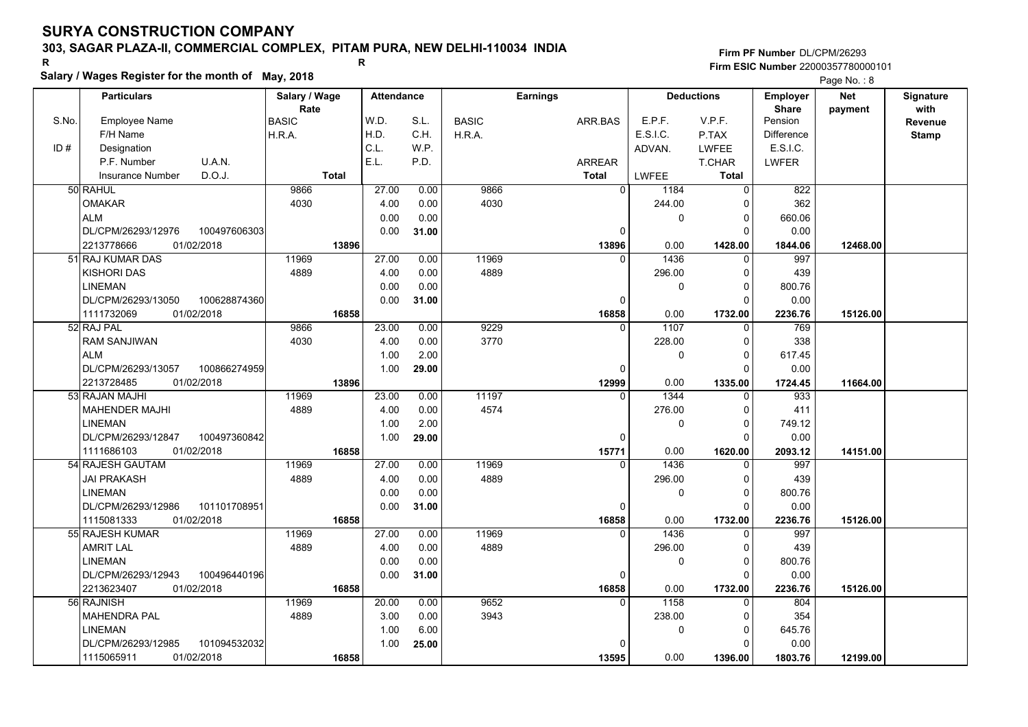# SURYA CONSTRUCTION COMPANY

## 303, SAGAR PLAZA-II, COMMERCIAL COMPLEX, PITAM PURA, NEW DELHI-110034 INDIA

R R

**Salary / Wages Register for the month of May, 2018**

**Firm PF Number** DL/CPM/26293
**Firm ESIC Number** 22000357780000101

| S.No. / ID # | Employee Name / F/H Name / Designation / P.F. Number / U.A.N. / Insurance Number / D.O.J. | Salary / Wage Rate: BASIC / H.R.A. / Total | W.D. / H.D. / C.L. / E.L. | S.L. / C.H. / W.P. / P.D. | BASIC / H.R.A. | ARR.BAS / ARREAR / Total | E.P.F. / E.S.I.C. / ADVAN. / LWFEE | V.P.F. / P.TAX / LWFEE / T.CHAR / Total | Employer Share: Pension / Difference / E.S.I.C. / LWFER | Net payment | Signature with Revenue Stamp |
|---|---|---|---|---|---|---|---|---|---|---|---|
| 50 | RAHUL / OMAKAR / ALM / DL/CPM/26293/12976 / 100497606303 / 2213778666 / 01/02/2018 | 9866 / 4030 / 13896 | 27.00 / 4.00 / 0.00 / 0.00 | 0.00 / 0.00 / 0.00 / 31.00 | 9866 / 4030 | 0 / 0 / 13896 | 1184 / 244.00 / 0 / 0.00 | 0 / 0 / 0 / 0 / 1428.00 | 822 / 362 / 660.06 / 0.00 / 1844.06 | 12468.00 | |
| 51 | RAJ KUMAR DAS / KISHORI DAS / LINEMAN / DL/CPM/26293/13050 / 100628874360 / 1111732069 / 01/02/2018 | 11969 / 4889 / 16858 | 27.00 / 4.00 / 0.00 / 0.00 | 0.00 / 0.00 / 0.00 / 31.00 | 11969 / 4889 | 0 / 0 / 16858 | 1436 / 296.00 / 0 / 0.00 | 0 / 0 / 0 / 0 / 1732.00 | 997 / 439 / 800.76 / 0.00 / 2236.76 | 15126.00 | |
| 52 | RAJ PAL / RAM SANJIWAN / ALM / DL/CPM/26293/13057 / 100866274959 / 2213728485 / 01/02/2018 | 9866 / 4030 / 13896 | 23.00 / 4.00 / 1.00 / 1.00 | 0.00 / 0.00 / 2.00 / 29.00 | 9229 / 3770 | 0 / 0 / 12999 | 1107 / 228.00 / 0 / 0.00 | 0 / 0 / 0 / 0 / 1335.00 | 769 / 338 / 617.45 / 0.00 / 1724.45 | 11664.00 | |
| 53 | RAJAN MAJHI / MAHENDER MAJHI / LINEMAN / DL/CPM/26293/12847 / 100497360842 / 1111686103 / 01/02/2018 | 11969 / 4889 / 16858 | 23.00 / 4.00 / 1.00 / 1.00 | 0.00 / 0.00 / 2.00 / 29.00 | 11197 / 4574 | 0 / 0 / 15771 | 1344 / 276.00 / 0 / 0.00 | 0 / 0 / 0 / 0 / 1620.00 | 933 / 411 / 749.12 / 0.00 / 2093.12 | 14151.00 | |
| 54 | RAJESH GAUTAM / JAI PRAKASH / LINEMAN / DL/CPM/26293/12986 / 101101708951 / 1115081333 / 01/02/2018 | 11969 / 4889 / 16858 | 27.00 / 4.00 / 0.00 / 0.00 | 0.00 / 0.00 / 0.00 / 31.00 | 11969 / 4889 | 0 / 0 / 16858 | 1436 / 296.00 / 0 / 0.00 | 0 / 0 / 0 / 0 / 1732.00 | 997 / 439 / 800.76 / 0.00 / 2236.76 | 15126.00 | |
| 55 | RAJESH KUMAR / AMRIT LAL / LINEMAN / DL/CPM/26293/12943 / 100496440196 / 2213623407 / 01/02/2018 | 11969 / 4889 / 16858 | 27.00 / 4.00 / 0.00 / 0.00 | 0.00 / 0.00 / 0.00 / 31.00 | 11969 / 4889 | 0 / 0 / 16858 | 1436 / 296.00 / 0 / 0.00 | 0 / 0 / 0 / 0 / 1732.00 | 997 / 439 / 800.76 / 0.00 / 2236.76 | 15126.00 | |
| 56 | RAJNISH / MAHENDRA PAL / LINEMAN / DL/CPM/26293/12985 / 101094532032 / 1115065911 / 01/02/2018 | 11969 / 4889 / 16858 | 20.00 / 3.00 / 1.00 / 1.00 | 0.00 / 0.00 / 6.00 / 25.00 | 9652 / 3943 | 0 / 0 / 13595 | 1158 / 238.00 / 0 / 0.00 | 0 / 0 / 0 / 0 / 1396.00 | 804 / 354 / 645.76 / 0.00 / 1803.76 | 12199.00 | |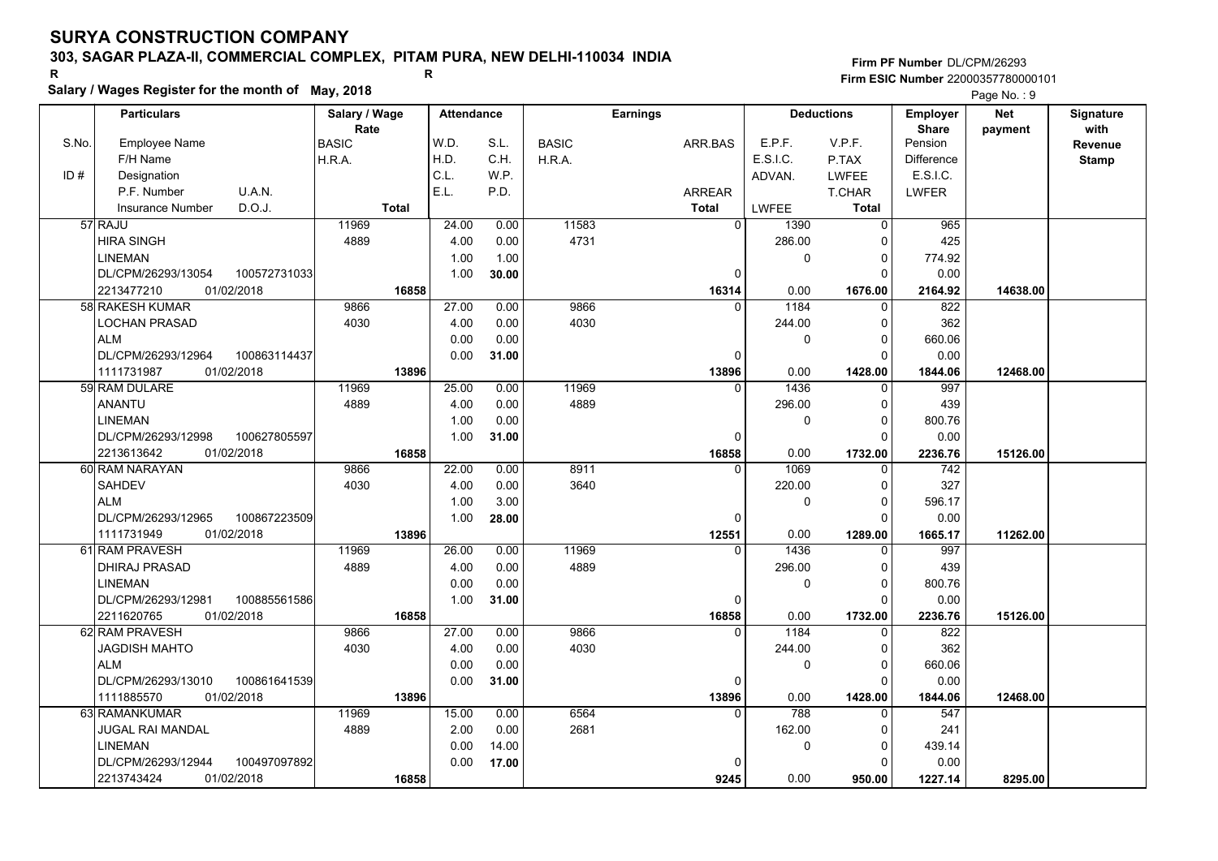# SURYA CONSTRUCTION COMPANY

**303, SAGAR PLAZA-II, COMMERCIAL COMPLEX, PITAM PURA, NEW DELHI-110034 INDIA**

R R

**Salary / Wages Register for the month of May, 2018**

**Firm PF Number** DL/CPM/26293
**Firm ESIC Number** 22000357780000101

| S.No. / ID # | Employee Name / F/H Name / Designation / P.F. Number / U.A.N. / Insurance Number / D.O.J. | Salary / Wage Rate: BASIC / H.R.A. / Total | W.D. / H.D. / C.L. / E.L. | S.L. / C.H. / W.P. / P.D. | Earnings: BASIC / H.R.A. | ARR.BAS / ARREAR / Total | E.P.F. / E.S.I.C. / ADVAN. / LWFEE | V.P.F. / P.TAX / LWFEE / T.CHAR / Total | Employer Share: Pension / Difference / E.S.I.C. / LWFER | Net payment | Signature with Revenue Stamp |
|---|---|---|---|---|---|---|---|---|---|---|---|
| 57 | RAJU / HIRA SINGH / LINEMAN / DL/CPM/26293/13054 / 100572731033 / 2213477210 / 01/02/2018 | 11969 / 4889 / 16858 | 24.00 / 4.00 / 1.00 / 1.00 | 0.00 / 0.00 / 1.00 / 30.00 | 11583 / 4731 | 0 / 0 / 16314 | 1390 / 286.00 / 0 / 0.00 | 0 / 0 / 0 / 0 / 1676.00 | 965 / 425 / 774.92 / 0.00 / 2164.92 | 14638.00 | |
| 58 | RAKESH KUMAR / LOCHAN PRASAD / ALM / DL/CPM/26293/12964 / 100863114437 / 1111731987 / 01/02/2018 | 9866 / 4030 / 13896 | 27.00 / 4.00 / 0.00 / 0.00 | 0.00 / 0.00 / 0.00 / 31.00 | 9866 / 4030 | 0 / 0 / 13896 | 1184 / 244.00 / 0 / 0.00 | 0 / 0 / 0 / 0 / 1428.00 | 822 / 362 / 660.06 / 0.00 / 1844.06 | 12468.00 | |
| 59 | RAM DULARE / ANANTU / LINEMAN / DL/CPM/26293/12998 / 100627805597 / 2213613642 / 01/02/2018 | 11969 / 4889 / 16858 | 25.00 / 4.00 / 1.00 / 1.00 | 0.00 / 0.00 / 0.00 / 31.00 | 11969 / 4889 | 0 / 0 / 16858 | 1436 / 296.00 / 0 / 0.00 | 0 / 0 / 0 / 0 / 1732.00 | 997 / 439 / 800.76 / 0.00 / 2236.76 | 15126.00 | |
| 60 | RAM NARAYAN / SAHDEV / ALM / DL/CPM/26293/12965 / 100867223509 / 1111731949 / 01/02/2018 | 9866 / 4030 / 13896 | 22.00 / 4.00 / 1.00 / 1.00 | 0.00 / 0.00 / 3.00 / 28.00 | 8911 / 3640 | 0 / 0 / 12551 | 1069 / 220.00 / 0 / 0.00 | 0 / 0 / 0 / 0 / 1289.00 | 742 / 327 / 596.17 / 0.00 / 1665.17 | 11262.00 | |
| 61 | RAM PRAVESH / DHIRAJ PRASAD / LINEMAN / DL/CPM/26293/12981 / 100885561586 / 2211620765 / 01/02/2018 | 11969 / 4889 / 16858 | 26.00 / 4.00 / 0.00 / 1.00 | 0.00 / 0.00 / 0.00 / 31.00 | 11969 / 4889 | 0 / 0 / 16858 | 1436 / 296.00 / 0 / 0.00 | 0 / 0 / 0 / 0 / 1732.00 | 997 / 439 / 800.76 / 0.00 / 2236.76 | 15126.00 | |
| 62 | RAM PRAVESH / JAGDISH MAHTO / ALM / DL/CPM/26293/13010 / 100861641539 / 1111885570 / 01/02/2018 | 9866 / 4030 / 13896 | 27.00 / 4.00 / 0.00 / 0.00 | 0.00 / 0.00 / 0.00 / 31.00 | 9866 / 4030 | 0 / 0 / 13896 | 1184 / 244.00 / 0 / 0.00 | 0 / 0 / 0 / 0 / 1428.00 | 822 / 362 / 660.06 / 0.00 / 1844.06 | 12468.00 | |
| 63 | RAMANKUMAR / JUGAL RAI MANDAL / LINEMAN / DL/CPM/26293/12944 / 100497097892 / 2213743424 / 01/02/2018 | 11969 / 4889 / 16858 | 15.00 / 2.00 / 0.00 / 0.00 | 0.00 / 0.00 / 14.00 / 17.00 | 6564 / 2681 | 0 / 0 / 9245 | 788 / 162.00 / 0 / 0.00 | 0 / 0 / 0 / 0 / 950.00 | 547 / 241 / 439.14 / 0.00 / 1227.14 | 8295.00 | |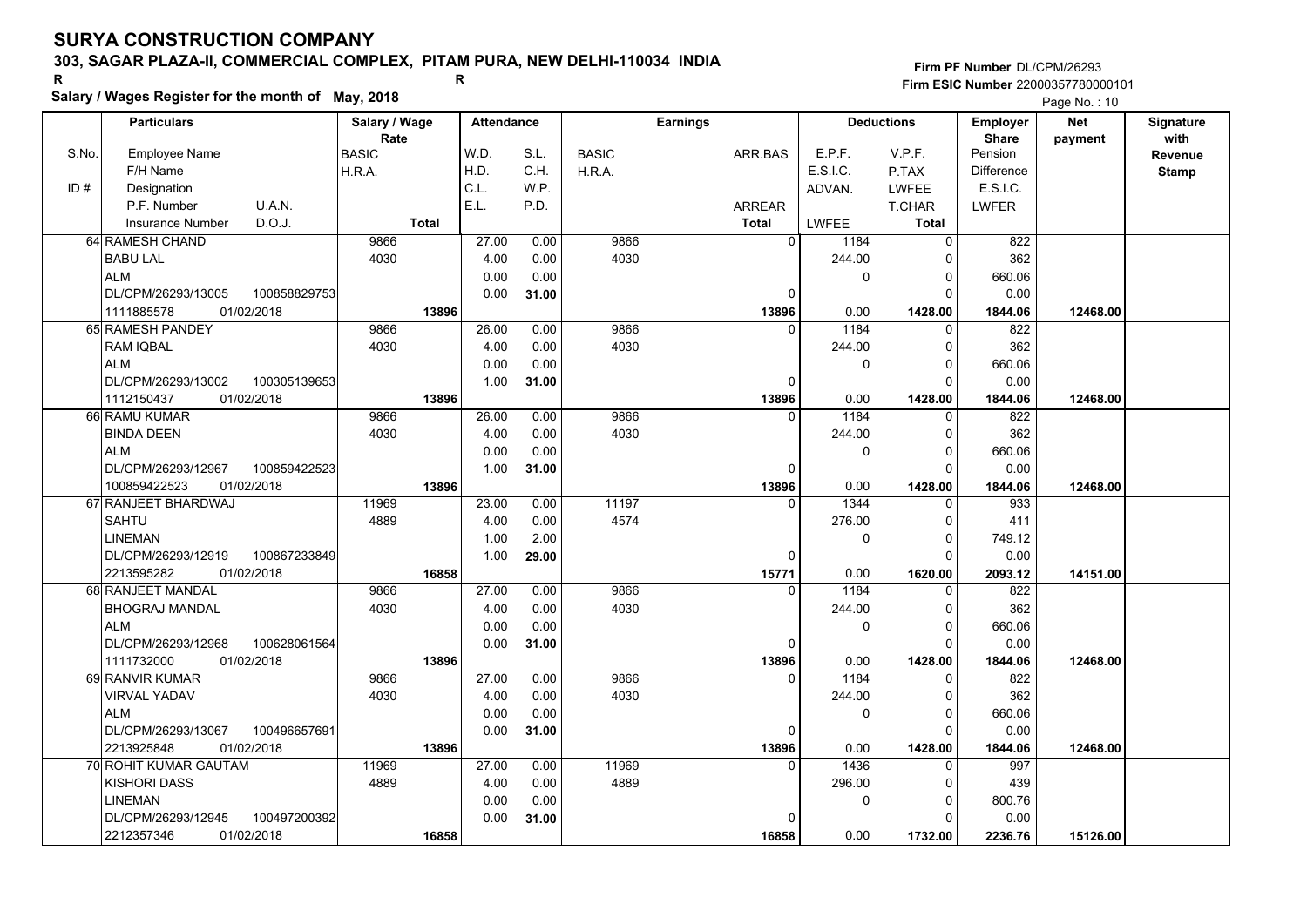# SURYA CONSTRUCTION COMPANY

**303, SAGAR PLAZA-II, COMMERCIAL COMPLEX, PITAM PURA, NEW DELHI-110034 INDIA**

R R

**Salary / Wages Register for the month of May, 2018**

Firm PF Number DL/CPM/26293
Firm ESIC Number 22000357780000101

Page No. : 10

| S.No. | Particulars: Employee Name / F/H Name / Designation / P.F. Number, U.A.N. / Insurance Number, D.O.J. | Salary / Wage Rate: BASIC / H.R.A. / Total | Attendance: W.D. / H.D. / C.L. / E.L. | Attendance: S.L. / C.H. / W.P. / P.D. | Earnings: BASIC / H.R.A. | Earnings: ARR.BAS / ARREAR / Total | Deductions: E.P.F. / E.S.I.C. / ADVAN. / LWFEE | Deductions: V.P.F. / P.TAX / LWFEE / T.CHAR / Total | Employer Share: Pension / Difference / E.S.I.C. / LWFER | Net payment | Signature with Revenue Stamp |
|---|---|---|---|---|---|---|---|---|---|---|---|
| 64 | RAMESH CHAND / BABU LAL / ALM / DL/CPM/26293/13005 100858829753 / 1111885578 01/02/2018 | 9866 / 4030 / 13896 | 27.00 / 4.00 / 0.00 / 0.00 | 0.00 / 0.00 / 0.00 / 31.00 | 9866 / 4030 | 0 / 0 / 13896 | 1184 / 244.00 / 0 / 0.00 | 0 / 0 / 0 / 0 / 1428.00 | 822 / 362 / 660.06 / 0.00 / 1844.06 | 12468.00 | |
| 65 | RAMESH PANDEY / RAM IQBAL / ALM / DL/CPM/26293/13002 100305139653 / 1112150437 01/02/2018 | 9866 / 4030 / 13896 | 26.00 / 4.00 / 0.00 / 1.00 | 0.00 / 0.00 / 0.00 / 31.00 | 9866 / 4030 | 0 / 0 / 13896 | 1184 / 244.00 / 0 / 0.00 | 0 / 0 / 0 / 0 / 1428.00 | 822 / 362 / 660.06 / 0.00 / 1844.06 | 12468.00 | |
| 66 | RAMU KUMAR / BINDA DEEN / ALM / DL/CPM/26293/12967 100859422523 / 100859422523 01/02/2018 | 9866 / 4030 / 13896 | 26.00 / 4.00 / 0.00 / 1.00 | 0.00 / 0.00 / 0.00 / 31.00 | 9866 / 4030 | 0 / 0 / 13896 | 1184 / 244.00 / 0 / 0.00 | 0 / 0 / 0 / 0 / 1428.00 | 822 / 362 / 660.06 / 0.00 / 1844.06 | 12468.00 | |
| 67 | RANJEET BHARDWAJ / SAHTU / LINEMAN / DL/CPM/26293/12919 100867233849 / 2213595282 01/02/2018 | 11969 / 4889 / 16858 | 23.00 / 4.00 / 1.00 / 1.00 | 0.00 / 0.00 / 2.00 / 29.00 | 11197 / 4574 | 0 / 0 / 15771 | 1344 / 276.00 / 0 / 0.00 | 0 / 0 / 0 / 0 / 1620.00 | 933 / 411 / 749.12 / 0.00 / 2093.12 | 14151.00 | |
| 68 | RANJEET MANDAL / BHOGRAJ MANDAL / ALM / DL/CPM/26293/12968 100628061564 / 1111732000 01/02/2018 | 9866 / 4030 / 13896 | 27.00 / 4.00 / 0.00 / 0.00 | 0.00 / 0.00 / 0.00 / 31.00 | 9866 / 4030 | 0 / 0 / 13896 | 1184 / 244.00 / 0 / 0.00 | 0 / 0 / 0 / 0 / 1428.00 | 822 / 362 / 660.06 / 0.00 / 1844.06 | 12468.00 | |
| 69 | RANVIR KUMAR / VIRVAL YADAV / ALM / DL/CPM/26293/13067 100496657691 / 2213925848 01/02/2018 | 9866 / 4030 / 13896 | 27.00 / 4.00 / 0.00 / 0.00 | 0.00 / 0.00 / 0.00 / 31.00 | 9866 / 4030 | 0 / 0 / 13896 | 1184 / 244.00 / 0 / 0.00 | 0 / 0 / 0 / 0 / 1428.00 | 822 / 362 / 660.06 / 0.00 / 1844.06 | 12468.00 | |
| 70 | ROHIT KUMAR GAUTAM / KISHORI DASS / LINEMAN / DL/CPM/26293/12945 100497200392 / 2212357346 01/02/2018 | 11969 / 4889 / 16858 | 27.00 / 4.00 / 0.00 / 0.00 | 0.00 / 0.00 / 0.00 / 31.00 | 11969 / 4889 | 0 / 0 / 16858 | 1436 / 296.00 / 0 / 0.00 | 0 / 0 / 0 / 0 / 1732.00 | 997 / 439 / 800.76 / 0.00 / 2236.76 | 15126.00 | |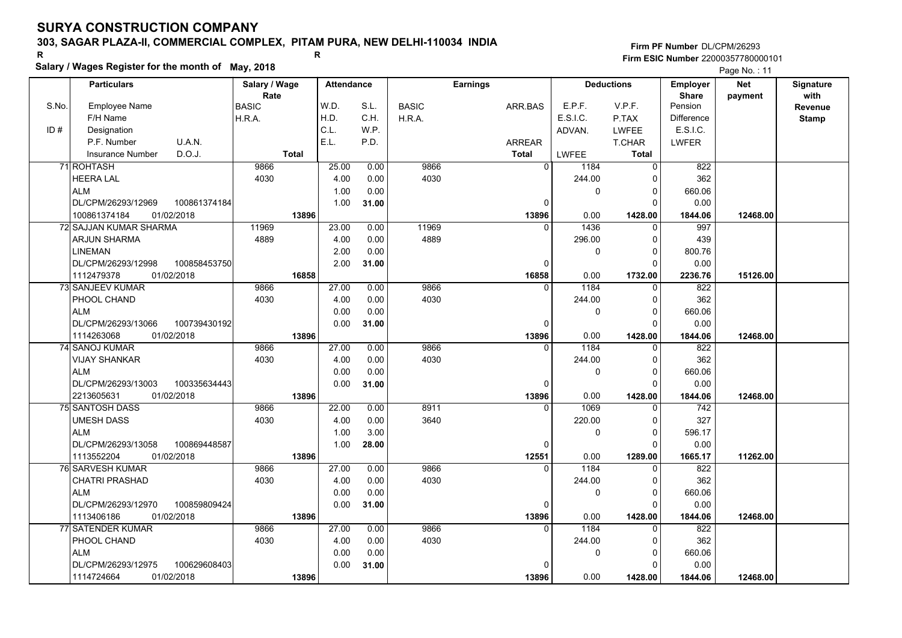# SURYA CONSTRUCTION COMPANY

**303, SAGAR PLAZA-II, COMMERCIAL COMPLEX, PITAM PURA, NEW DELHI-110034 INDIA**

**Salary / Wages Register for the month of May, 2018**

**Firm PF Number** DL/CPM/26293
**Firm ESIC Number** 22000357780000101

Page No. : 11

| S.No. / ID # | Particulars: Employee Name / F/H Name / Designation / P.F. Number, U.A.N. / Insurance Number, D.O.J. | Salary / Wage Rate: BASIC / H.R.A. / Total | Attendance: W.D. / H.D. / C.L. / E.L. | Attendance: S.L. / C.H. / W.P. / P.D. | Earnings: BASIC / H.R.A. | Earnings: ARR.BAS / ARREAR / Total | Deductions: E.P.F. / E.S.I.C. / ADVAN. / LWFEE | Deductions: V.P.F. / P.TAX / LWFEE / T.CHAR / Total | Employer Share: Pension / Difference / E.S.I.C. / LWFER | Net payment | Signature with Revenue Stamp |
|---|---|---|---|---|---|---|---|---|---|---|---|
| 71 | ROHTASH / HEERA LAL / ALM / DL/CPM/26293/12969, 100861374184 / 100861374184, 01/02/2018 | 9866 / 4030 / 13896 | 25.00 / 4.00 / 1.00 / 1.00 | 0.00 / 0.00 / 0.00 / 31.00 | 9866 / 4030 | 0 / 0 / 13896 | 1184 / 244.00 / 0 / 0.00 | 0 / 0 / 0 / 0 / 1428.00 | 822 / 362 / 660.06 / 0.00 / 1844.06 | 12468.00 | |
| 72 | SAJJAN KUMAR SHARMA / ARJUN SHARMA / LINEMAN / DL/CPM/26293/12998, 100858453750 / 1112479378, 01/02/2018 | 11969 / 4889 / 16858 | 23.00 / 4.00 / 2.00 / 2.00 | 0.00 / 0.00 / 0.00 / 31.00 | 11969 / 4889 | 0 / 0 / 16858 | 1436 / 296.00 / 0 / 0.00 | 0 / 0 / 0 / 0 / 1732.00 | 997 / 439 / 800.76 / 0.00 / 2236.76 | 15126.00 | |
| 73 | SANJEEV KUMAR / PHOOL CHAND / ALM / DL/CPM/26293/13066, 100739430192 / 1114263068, 01/02/2018 | 9866 / 4030 / 13896 | 27.00 / 4.00 / 0.00 / 0.00 | 0.00 / 0.00 / 0.00 / 31.00 | 9866 / 4030 | 0 / 0 / 13896 | 1184 / 244.00 / 0 / 0.00 | 0 / 0 / 0 / 0 / 1428.00 | 822 / 362 / 660.06 / 0.00 / 1844.06 | 12468.00 | |
| 74 | SANOJ KUMAR / VIJAY SHANKAR / ALM / DL/CPM/26293/13003, 100335634443 / 2213605631, 01/02/2018 | 9866 / 4030 / 13896 | 27.00 / 4.00 / 0.00 / 0.00 | 0.00 / 0.00 / 0.00 / 31.00 | 9866 / 4030 | 0 / 0 / 13896 | 1184 / 244.00 / 0 / 0.00 | 0 / 0 / 0 / 0 / 1428.00 | 822 / 362 / 660.06 / 0.00 / 1844.06 | 12468.00 | |
| 75 | SANTOSH DASS / UMESH DASS / ALM / DL/CPM/26293/13058, 100869448587 / 1113552204, 01/02/2018 | 9866 / 4030 / 13896 | 22.00 / 4.00 / 1.00 / 1.00 | 0.00 / 0.00 / 3.00 / 28.00 | 8911 / 3640 | 0 / 0 / 12551 | 1069 / 220.00 / 0 / 0.00 | 0 / 0 / 0 / 0 / 1289.00 | 742 / 327 / 596.17 / 0.00 / 1665.17 | 11262.00 | |
| 76 | SARVESH KUMAR / CHATRI PRASHAD / ALM / DL/CPM/26293/12970, 100859809424 / 1113406186, 01/02/2018 | 9866 / 4030 / 13896 | 27.00 / 4.00 / 0.00 / 0.00 | 0.00 / 0.00 / 0.00 / 31.00 | 9866 / 4030 | 0 / 0 / 13896 | 1184 / 244.00 / 0 / 0.00 | 0 / 0 / 0 / 0 / 1428.00 | 822 / 362 / 660.06 / 0.00 / 1844.06 | 12468.00 | |
| 77 | SATENDER KUMAR / PHOOL CHAND / ALM / DL/CPM/26293/12975, 100629608403 / 1114724664, 01/02/2018 | 9866 / 4030 / 13896 | 27.00 / 4.00 / 0.00 / 0.00 | 0.00 / 0.00 / 0.00 / 31.00 | 9866 / 4030 | 0 / 0 / 13896 | 1184 / 244.00 / 0 / 0.00 | 0 / 0 / 0 / 0 / 1428.00 | 822 / 362 / 660.06 / 0.00 / 1844.06 | 12468.00 | |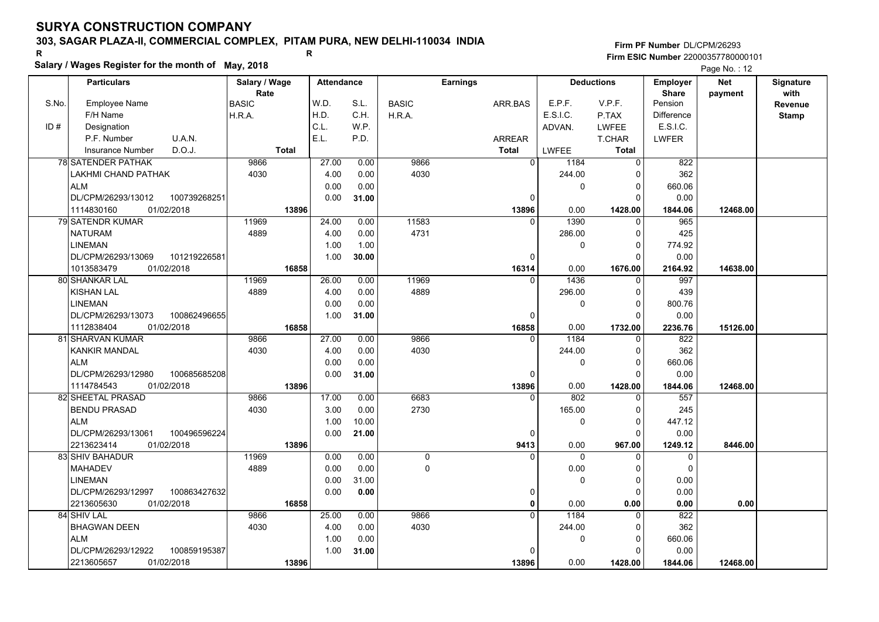# SURYA CONSTRUCTION COMPANY

**303, SAGAR PLAZA-II, COMMERCIAL COMPLEX, PITAM PURA, NEW DELHI-110034 INDIA**

R R

**Salary / Wages Register for the month of May, 2018**

**Firm PF Number** DL/CPM/26293
**Firm ESIC Number** 22000357780000101

| S.No. / ID # | Particulars: Employee Name / F/H Name / Designation / P.F. Number / U.A.N. / Insurance Number / D.O.J. | Salary / Wage Rate: BASIC / H.R.A. / Total | Attendance: W.D. / H.D. / C.L. / E.L. | Attendance: S.L. / C.H. / W.P. / P.D. | Earnings: BASIC / H.R.A. | Earnings: ARR.BAS / ARREAR / Total | Deductions: E.P.F. / E.S.I.C. / ADVAN. / LWFEE | Deductions: V.P.F. / P.TAX / LWFEE / T.CHAR / Total | Employer Share: Pension / Difference / E.S.I.C. / LWFER | Net payment | Signature with Revenue Stamp |
|---|---|---|---|---|---|---|---|---|---|---|---|
| 78 | SATENDER PATHAK / LAKHMI CHAND PATHAK / ALM / DL/CPM/26293/13012 / 100739268251 / 1114830160 / 01/02/2018 | 9866 / 4030 / 13896 | 27.00 / 4.00 / 0.00 / 0.00 | 0.00 / 0.00 / 0.00 / 31.00 | 9866 / 4030 | 0 / 0 / 13896 | 1184 / 244.00 / 0 / 0.00 | 0 / 0 / 0 / 0 / 1428.00 | 822 / 362 / 660.06 / 0.00 / 1844.06 | 12468.00 | |
| 79 | SATENDR KUMAR / NATURAM / LINEMAN / DL/CPM/26293/13069 / 101219226581 / 1013583479 / 01/02/2018 | 11969 / 4889 / 16858 | 24.00 / 4.00 / 1.00 / 1.00 | 0.00 / 0.00 / 1.00 / 30.00 | 11583 / 4731 | 0 / 0 / 16314 | 1390 / 286.00 / 0 / 0.00 | 0 / 0 / 0 / 0 / 1676.00 | 965 / 425 / 774.92 / 0.00 / 2164.92 | 14638.00 | |
| 80 | SHANKAR LAL / KISHAN LAL / LINEMAN / DL/CPM/26293/13073 / 100862496655 / 1112838404 / 01/02/2018 | 11969 / 4889 / 16858 | 26.00 / 4.00 / 0.00 / 1.00 | 0.00 / 0.00 / 0.00 / 31.00 | 11969 / 4889 | 0 / 0 / 16858 | 1436 / 296.00 / 0 / 0.00 | 0 / 0 / 0 / 0 / 1732.00 | 997 / 439 / 800.76 / 0.00 / 2236.76 | 15126.00 | |
| 81 | SHARVAN KUMAR / KANKIR MANDAL / ALM / DL/CPM/26293/12980 / 100685685208 / 1114784543 / 01/02/2018 | 9866 / 4030 / 13896 | 27.00 / 4.00 / 0.00 / 0.00 | 0.00 / 0.00 / 0.00 / 31.00 | 9866 / 4030 | 0 / 0 / 13896 | 1184 / 244.00 / 0 / 0.00 | 0 / 0 / 0 / 0 / 1428.00 | 822 / 362 / 660.06 / 0.00 / 1844.06 | 12468.00 | |
| 82 | SHEETAL PRASAD / BENDU PRASAD / ALM / DL/CPM/26293/13061 / 100496596224 / 2213623414 / 01/02/2018 | 9866 / 4030 / 13896 | 17.00 / 3.00 / 1.00 / 0.00 | 0.00 / 0.00 / 10.00 / 21.00 | 6683 / 2730 | 0 / 0 / 9413 | 802 / 165.00 / 0 / 0.00 | 0 / 0 / 0 / 0 / 967.00 | 557 / 245 / 447.12 / 0.00 / 1249.12 | 8446.00 | |
| 83 | SHIV BAHADUR / MAHADEV / LINEMAN / DL/CPM/26293/12997 / 100863427632 / 2213605630 / 01/02/2018 | 11969 / 4889 / 16858 | 0.00 / 0.00 / 0.00 / 0.00 | 0.00 / 0.00 / 31.00 / 0.00 | 0 / 0 | 0 / 0 / 0 | 0 / 0.00 / 0 / 0.00 | 0 / 0 / 0 / 0 / 0.00 | 0 / 0 / 0.00 / 0.00 / 0.00 | 0.00 | |
| 84 | SHIV LAL / BHAGWAN DEEN / ALM / DL/CPM/26293/12922 / 100859195387 / 2213605657 / 01/02/2018 | 9866 / 4030 / 13896 | 25.00 / 4.00 / 1.00 / 1.00 | 0.00 / 0.00 / 0.00 / 31.00 | 9866 / 4030 | 0 / 0 / 13896 | 1184 / 244.00 / 0 / 0.00 | 0 / 0 / 0 / 0 / 1428.00 | 822 / 362 / 660.06 / 0.00 / 1844.06 | 12468.00 | |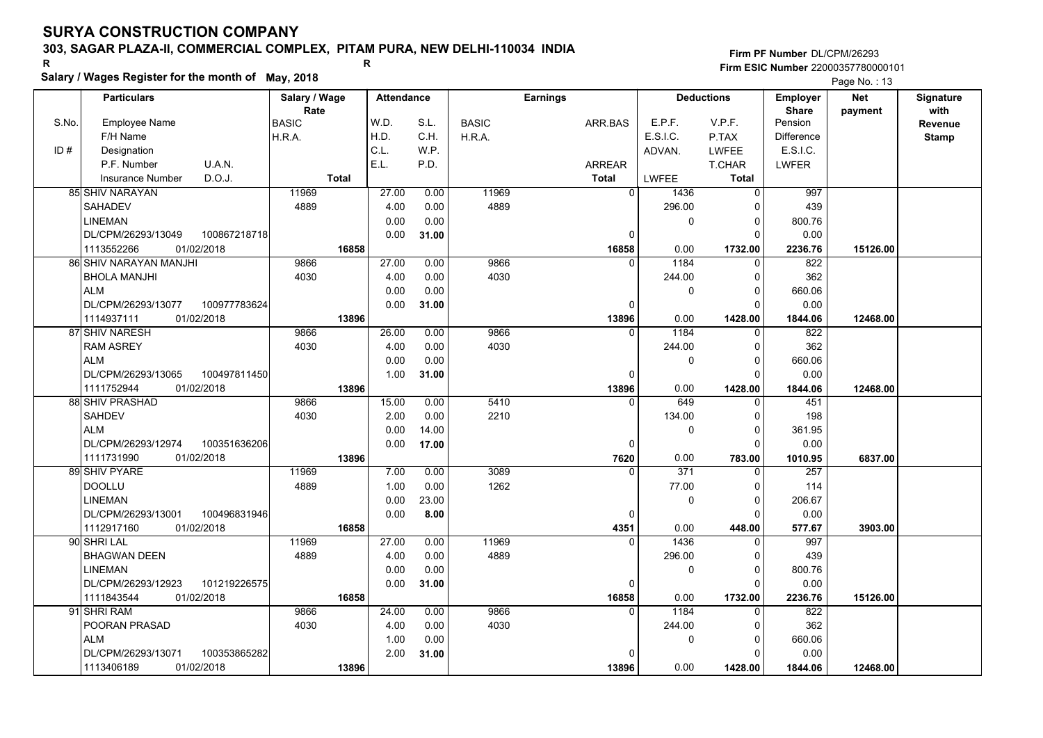# SURYA CONSTRUCTION COMPANY

**303, SAGAR PLAZA-II, COMMERCIAL COMPLEX, PITAM PURA, NEW DELHI-110034 INDIA**

R R

**Salary / Wages Register for the month of May, 2018**

**Firm PF Number** DL/CPM/26293
**Firm ESIC Number** 22000357780000101

Page No. : 13

| Particulars | | Salary / Wage Rate | Attendance | | Earnings | | Deductions | | Employer Share | Net payment | Signature with Revenue Stamp |
|---|---|---|---|---|---|---|---|---|---|---|---|
| S.No. Employee Name / F/H Name / ID # Designation / P.F. Number / Insurance Number | U.A.N. / D.O.J. | BASIC / H.R.A. / Total | W.D. / H.D. / C.L. / E.L. | S.L. / C.H. / W.P. / P.D. | BASIC / H.R.A. | ARR.BAS / ARREAR / Total | E.P.F. / E.S.I.C. / ADVAN. / LWFEE | V.P.F. / P.TAX / LWFEE / T.CHAR / Total | Pension / Difference / E.S.I.C. / LWFER | | |
| 85 SHIV NARAYAN | | 11969 | 27.00 | 0.00 | 11969 | 0 | 1436 | 0 | 997 | | |
| SAHADEV | | 4889 | 4.00 | 0.00 | 4889 | | 296.00 | 0 | 439 | | |
| LINEMAN | | | 0.00 | 0.00 | | | 0 | 0 | 800.76 | | |
| DL/CPM/26293/13049 | 100867218718 | | 0.00 | 31.00 | | 0 | | 0 | 0.00 | | |
| 1113552266 | 01/02/2018 | 16858 | | | | 16858 | 0.00 | 1732.00 | 2236.76 | 15126.00 | |
| 86 SHIV NARAYAN MANJHI | | 9866 | 27.00 | 0.00 | 9866 | 0 | 1184 | 0 | 822 | | |
| BHOLA MANJHI | | 4030 | 4.00 | 0.00 | 4030 | | 244.00 | 0 | 362 | | |
| ALM | | | 0.00 | 0.00 | | | 0 | 0 | 660.06 | | |
| DL/CPM/26293/13077 | 100977783624 | | 0.00 | 31.00 | | 0 | | 0 | 0.00 | | |
| 1114937111 | 01/02/2018 | 13896 | | | | 13896 | 0.00 | 1428.00 | 1844.06 | 12468.00 | |
| 87 SHIV NARESH | | 9866 | 26.00 | 0.00 | 9866 | 0 | 1184 | 0 | 822 | | |
| RAM ASREY | | 4030 | 4.00 | 0.00 | 4030 | | 244.00 | 0 | 362 | | |
| ALM | | | 0.00 | 0.00 | | | 0 | 0 | 660.06 | | |
| DL/CPM/26293/13065 | 100497811450 | | 1.00 | 31.00 | | 0 | | 0 | 0.00 | | |
| 1111752944 | 01/02/2018 | 13896 | | | | 13896 | 0.00 | 1428.00 | 1844.06 | 12468.00 | |
| 88 SHIV PRASHAD | | 9866 | 15.00 | 0.00 | 5410 | 0 | 649 | 0 | 451 | | |
| SAHDEV | | 4030 | 2.00 | 0.00 | 2210 | | 134.00 | 0 | 198 | | |
| ALM | | | 0.00 | 14.00 | | | 0 | 0 | 361.95 | | |
| DL/CPM/26293/12974 | 100351636206 | | 0.00 | 17.00 | | 0 | | 0 | 0.00 | | |
| 1111731990 | 01/02/2018 | 13896 | | | | 7620 | 0.00 | 783.00 | 1010.95 | 6837.00 | |
| 89 SHIV PYARE | | 11969 | 7.00 | 0.00 | 3089 | 0 | 371 | 0 | 257 | | |
| DOOLLU | | 4889 | 1.00 | 0.00 | 1262 | | 77.00 | 0 | 114 | | |
| LINEMAN | | | 0.00 | 23.00 | | | 0 | 0 | 206.67 | | |
| DL/CPM/26293/13001 | 100496831946 | | 0.00 | 8.00 | | 0 | | 0 | 0.00 | | |
| 1112917160 | 01/02/2018 | 16858 | | | | 4351 | 0.00 | 448.00 | 577.67 | 3903.00 | |
| 90 SHRI LAL | | 11969 | 27.00 | 0.00 | 11969 | 0 | 1436 | 0 | 997 | | |
| BHAGWAN DEEN | | 4889 | 4.00 | 0.00 | 4889 | | 296.00 | 0 | 439 | | |
| LINEMAN | | | 0.00 | 0.00 | | | 0 | 0 | 800.76 | | |
| DL/CPM/26293/12923 | 101219226575 | | 0.00 | 31.00 | | 0 | | 0 | 0.00 | | |
| 1111843544 | 01/02/2018 | 16858 | | | | 16858 | 0.00 | 1732.00 | 2236.76 | 15126.00 | |
| 91 SHRI RAM | | 9866 | 24.00 | 0.00 | 9866 | 0 | 1184 | 0 | 822 | | |
| POORAN PRASAD | | 4030 | 4.00 | 0.00 | 4030 | | 244.00 | 0 | 362 | | |
| ALM | | | 1.00 | 0.00 | | | 0 | 0 | 660.06 | | |
| DL/CPM/26293/13071 | 100353865282 | | 2.00 | 31.00 | | 0 | | 0 | 0.00 | | |
| 1113406189 | 01/02/2018 | 13896 | | | | 13896 | 0.00 | 1428.00 | 1844.06 | 12468.00 | |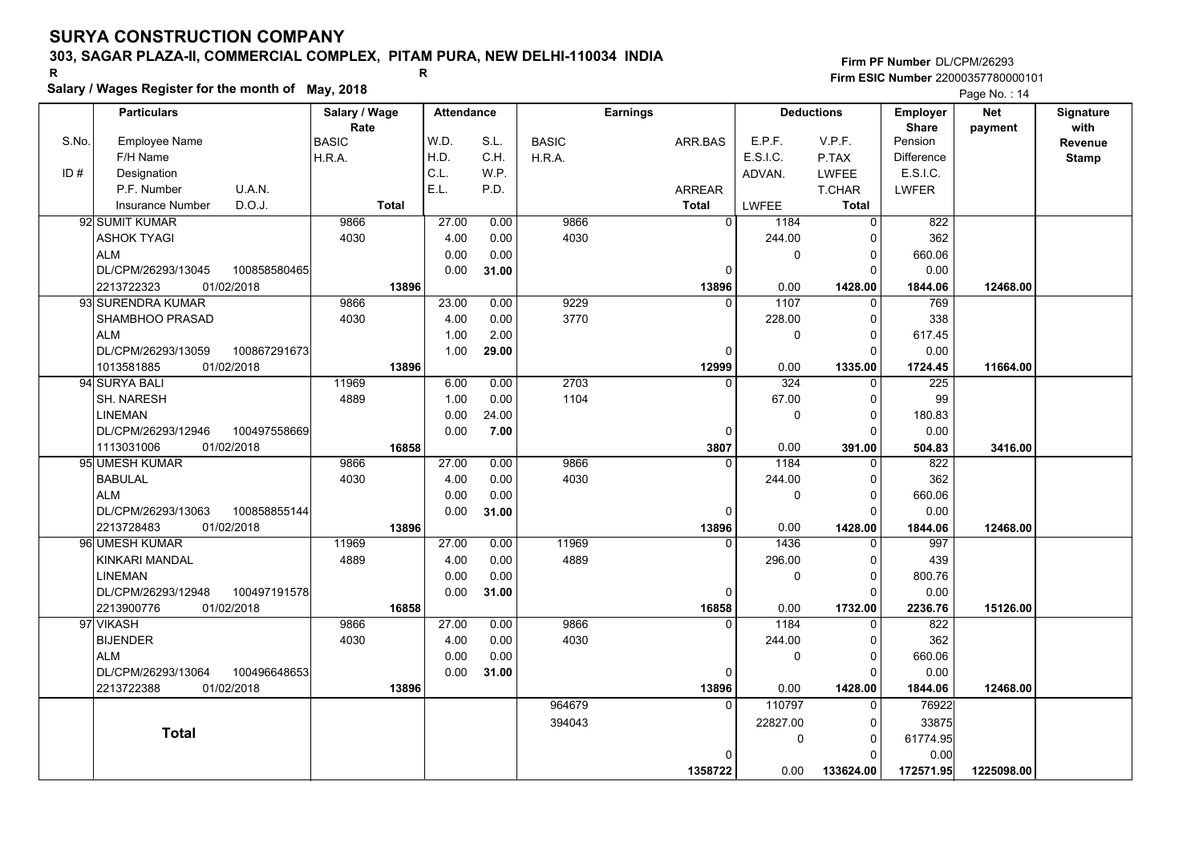# SURYA CONSTRUCTION COMPANY

**303, SAGAR PLAZA-II, COMMERCIAL COMPLEX, PITAM PURA, NEW DELHI-110034 INDIA**

R R

**Salary / Wages Register for the month of May, 2018**

Firm PF Number DL/CPM/26293
Firm ESIC Number 22000357780000101

Page No. : 14

| S.No. / ID # | Particulars (Employee Name / F/H Name / Designation / P.F. Number / U.A.N. / Insurance Number / D.O.J.) | Salary / Wage Rate (BASIC / H.R.A. / Total) | Attendance (W.D. / H.D. / C.L. / E.L.) | Attendance (S.L. / C.H. / W.P. / P.D.) | Earnings (BASIC / H.R.A.) | Earnings (ARR.BAS / ARREAR / Total) | Deductions (E.P.F. / E.S.I.C. / ADVAN. / LWFEE) | Deductions (V.P.F. / P.TAX / LWFEE / T.CHAR / Total) | Employer Share (Pension / Difference / E.S.I.C. / LWFER) | Net payment | Signature with Revenue Stamp |
|---|---|---|---|---|---|---|---|---|---|---|---|
| 92 | SUMIT KUMAR<br>ASHOK TYAGI<br>ALM<br>DL/CPM/26293/13045 100858580465<br>2213722323 01/02/2018 | 9866<br>4030<br>13896 | 27.00<br>4.00<br>0.00<br>0.00 | 0.00<br>0.00<br>0.00<br>31.00 | 9866<br>4030 | 0<br>0<br>13896 | 1184<br>244.00<br>0<br>0.00 | 0<br>0<br>0<br>0<br>1428.00 | 822<br>362<br>660.06<br>0.00<br>1844.06 | 12468.00 | |
| 93 | SURENDRA KUMAR<br>SHAMBHOO PRASAD<br>ALM<br>DL/CPM/26293/13059 100867291673<br>1013581885 01/02/2018 | 9866<br>4030<br>13896 | 23.00<br>4.00<br>1.00<br>1.00 | 0.00<br>0.00<br>2.00<br>29.00 | 9229<br>3770 | 0<br>0<br>12999 | 1107<br>228.00<br>0<br>0.00 | 0<br>0<br>0<br>0<br>1335.00 | 769<br>338<br>617.45<br>0.00<br>1724.45 | 11664.00 | |
| 94 | SURYA BALI<br>SH. NARESH<br>LINEMAN<br>DL/CPM/26293/12946 100497558669<br>1113031006 01/02/2018 | 11969<br>4889<br>16858 | 6.00<br>1.00<br>0.00<br>0.00 | 0.00<br>0.00<br>24.00<br>7.00 | 2703<br>1104 | 0<br>0<br>3807 | 324<br>67.00<br>0<br>0.00 | 0<br>0<br>0<br>0<br>391.00 | 225<br>99<br>180.83<br>0.00<br>504.83 | 3416.00 | |
| 95 | UMESH KUMAR<br>BABULAL<br>ALM<br>DL/CPM/26293/13063 100858855144<br>2213728483 01/02/2018 | 9866<br>4030<br>13896 | 27.00<br>4.00<br>0.00<br>0.00 | 0.00<br>0.00<br>0.00<br>31.00 | 9866<br>4030 | 0<br>0<br>13896 | 1184<br>244.00<br>0<br>0.00 | 0<br>0<br>0<br>0<br>1428.00 | 822<br>362<br>660.06<br>0.00<br>1844.06 | 12468.00 | |
| 96 | UMESH KUMAR<br>KINKARI MANDAL<br>LINEMAN<br>DL/CPM/26293/12948 100497191578<br>2213900776 01/02/2018 | 11969<br>4889<br>16858 | 27.00<br>4.00<br>0.00<br>0.00 | 0.00<br>0.00<br>0.00<br>31.00 | 11969<br>4889 | 0<br>0<br>16858 | 1436<br>296.00<br>0<br>0.00 | 0<br>0<br>0<br>0<br>1732.00 | 997<br>439<br>800.76<br>0.00<br>2236.76 | 15126.00 | |
| 97 | VIKASH<br>BIJENDER<br>ALM<br>DL/CPM/26293/13064 100496648653<br>2213722388 01/02/2018 | 9866<br>4030<br>13896 | 27.00<br>4.00<br>0.00<br>0.00 | 0.00<br>0.00<br>0.00<br>31.00 | 9866<br>4030 | 0<br>0<br>13896 | 1184<br>244.00<br>0<br>0.00 | 0<br>0<br>0<br>0<br>1428.00 | 822<br>362<br>660.06<br>0.00<br>1844.06 | 12468.00 | |
| | **Total** | | | | 964679<br>394043 | 0<br>0<br>1358722 | 110797<br>22827.00<br>0<br>0.00 | 0<br>0<br>0<br>0<br>133624.00 | 76922<br>33875<br>61774.95<br>0.00<br>172571.95 | 1225098.00 | |